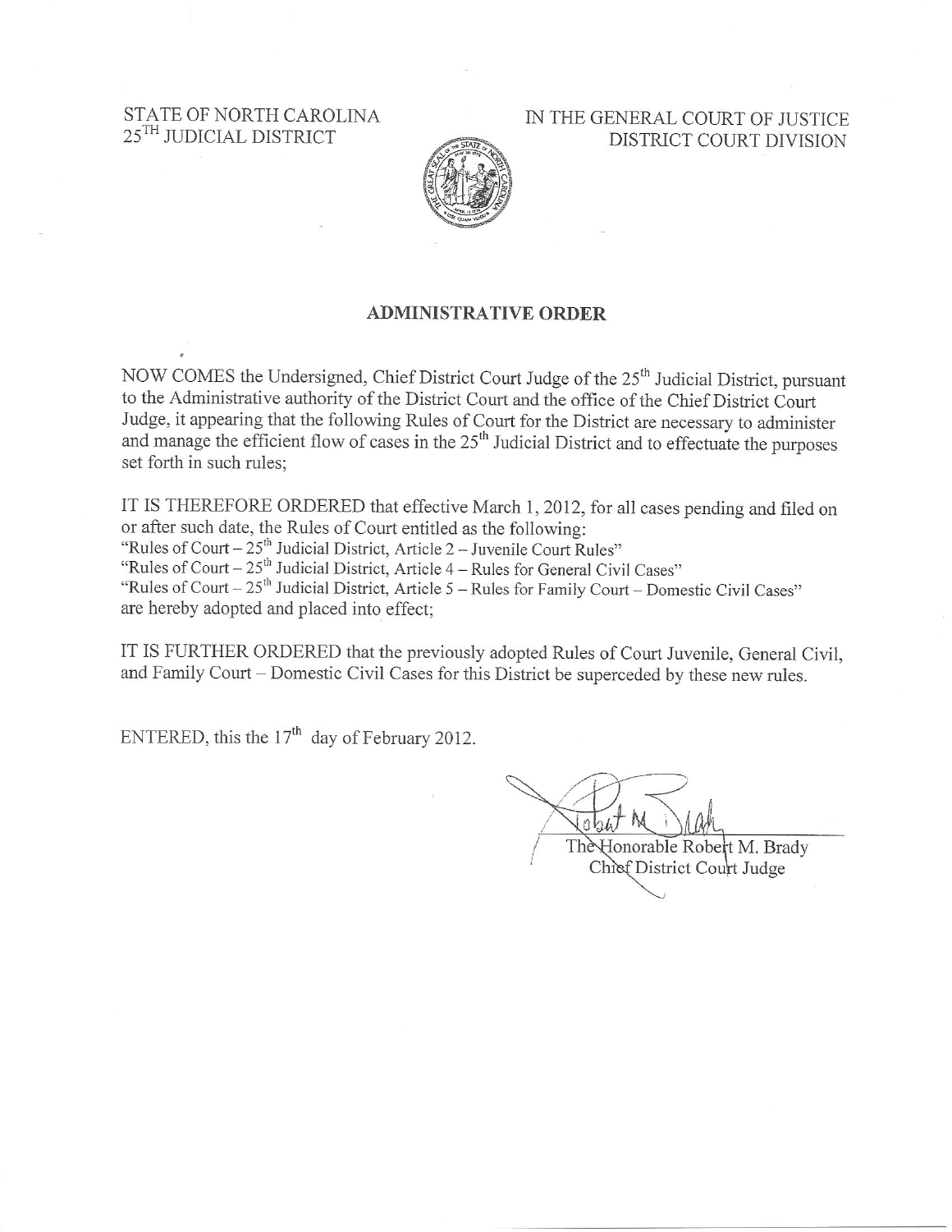STATE OF NORTH CAROLINA
25TH JUDICIAL DISTRICT

IN THE GENERAL COURT OF JUSTICE
DISTRICT COURT DIVISION

## ADMINISTRATIVE ORDER

NOW COMES the Undersigned, Chief District Court Judge of the 25th Judicial District, pursuant to the Administrative authority of the District Court and the office of the Chief District Court Judge, it appearing that the following Rules of Court for the District are necessary to administer and manage the efficient flow of cases in the 25th Judicial District and to effectuate the purposes set forth in such rules;

IT IS THEREFORE ORDERED that effective March 1, 2012, for all cases pending and filed on or after such date, the Rules of Court entitled as the following:
"Rules of Court – 25th Judicial District, Article 2 – Juvenile Court Rules"
"Rules of Court – 25th Judicial District, Article 4 – Rules for General Civil Cases"
"Rules of Court – 25th Judicial District, Article 5 – Rules for Family Court – Domestic Civil Cases"
are hereby adopted and placed into effect;

IT IS FURTHER ORDERED that the previously adopted Rules of Court Juvenile, General Civil, and Family Court – Domestic Civil Cases for this District be superceded by these new rules.

ENTERED, this the 17th day of February 2012.

The Honorable Robert M. Brady
Chief District Court Judge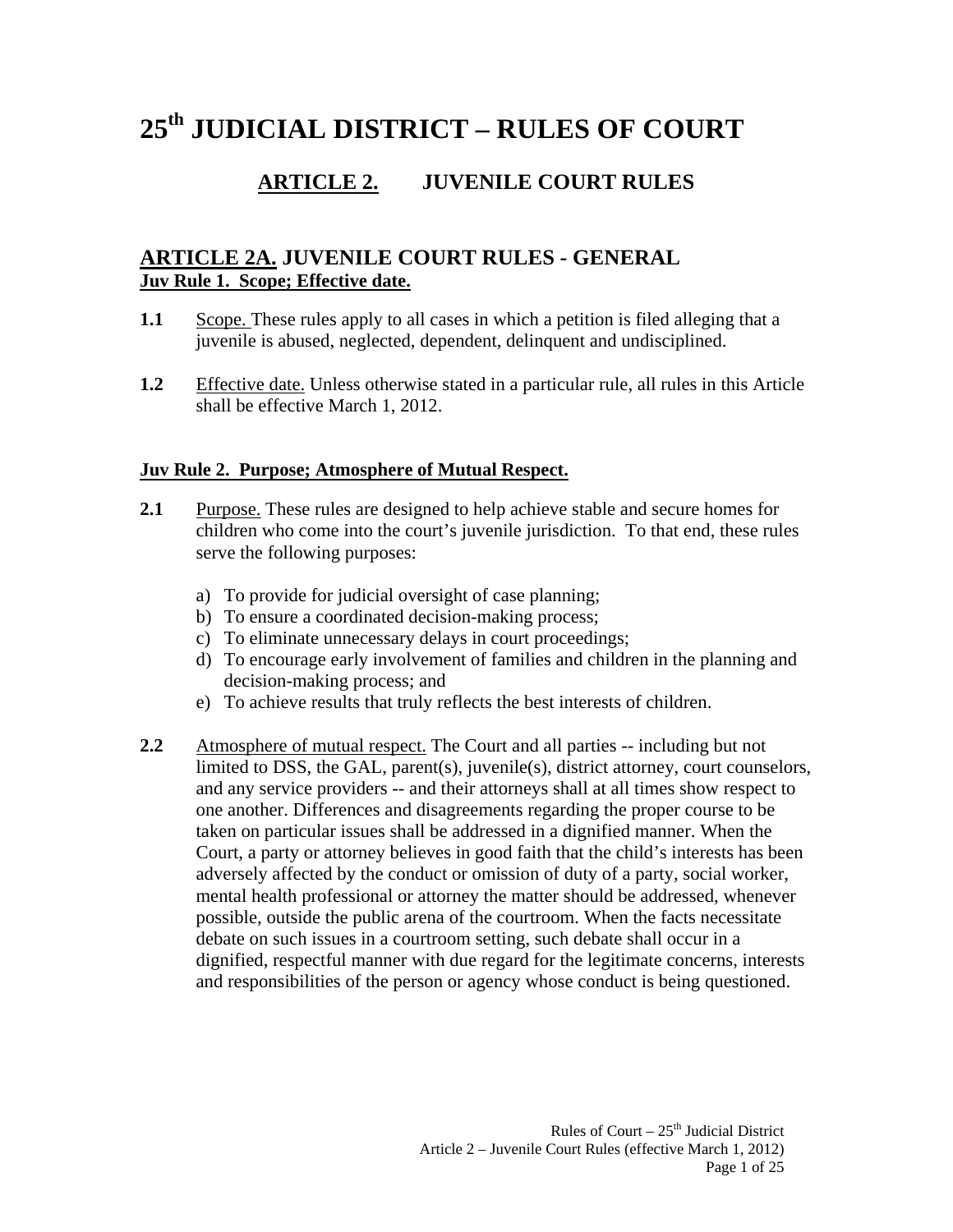# 25th JUDICIAL DISTRICT – RULES OF COURT

## ARTICLE 2. JUVENILE COURT RULES

## ARTICLE 2A. JUVENILE COURT RULES - GENERAL

**Juv Rule 1. Scope; Effective date.**

**1.1** Scope. These rules apply to all cases in which a petition is filed alleging that a juvenile is abused, neglected, dependent, delinquent and undisciplined.

**1.2** Effective date. Unless otherwise stated in a particular rule, all rules in this Article shall be effective March 1, 2012.

**Juv Rule 2. Purpose; Atmosphere of Mutual Respect.**

**2.1** Purpose. These rules are designed to help achieve stable and secure homes for children who come into the court's juvenile jurisdiction. To that end, these rules serve the following purposes:

a) To provide for judicial oversight of case planning;
b) To ensure a coordinated decision-making process;
c) To eliminate unnecessary delays in court proceedings;
d) To encourage early involvement of families and children in the planning and decision-making process; and
e) To achieve results that truly reflects the best interests of children.

**2.2** Atmosphere of mutual respect. The Court and all parties -- including but not limited to DSS, the GAL, parent(s), juvenile(s), district attorney, court counselors, and any service providers -- and their attorneys shall at all times show respect to one another. Differences and disagreements regarding the proper course to be taken on particular issues shall be addressed in a dignified manner. When the Court, a party or attorney believes in good faith that the child's interests has been adversely affected by the conduct or omission of duty of a party, social worker, mental health professional or attorney the matter should be addressed, whenever possible, outside the public arena of the courtroom. When the facts necessitate debate on such issues in a courtroom setting, such debate shall occur in a dignified, respectful manner with due regard for the legitimate concerns, interests and responsibilities of the person or agency whose conduct is being questioned.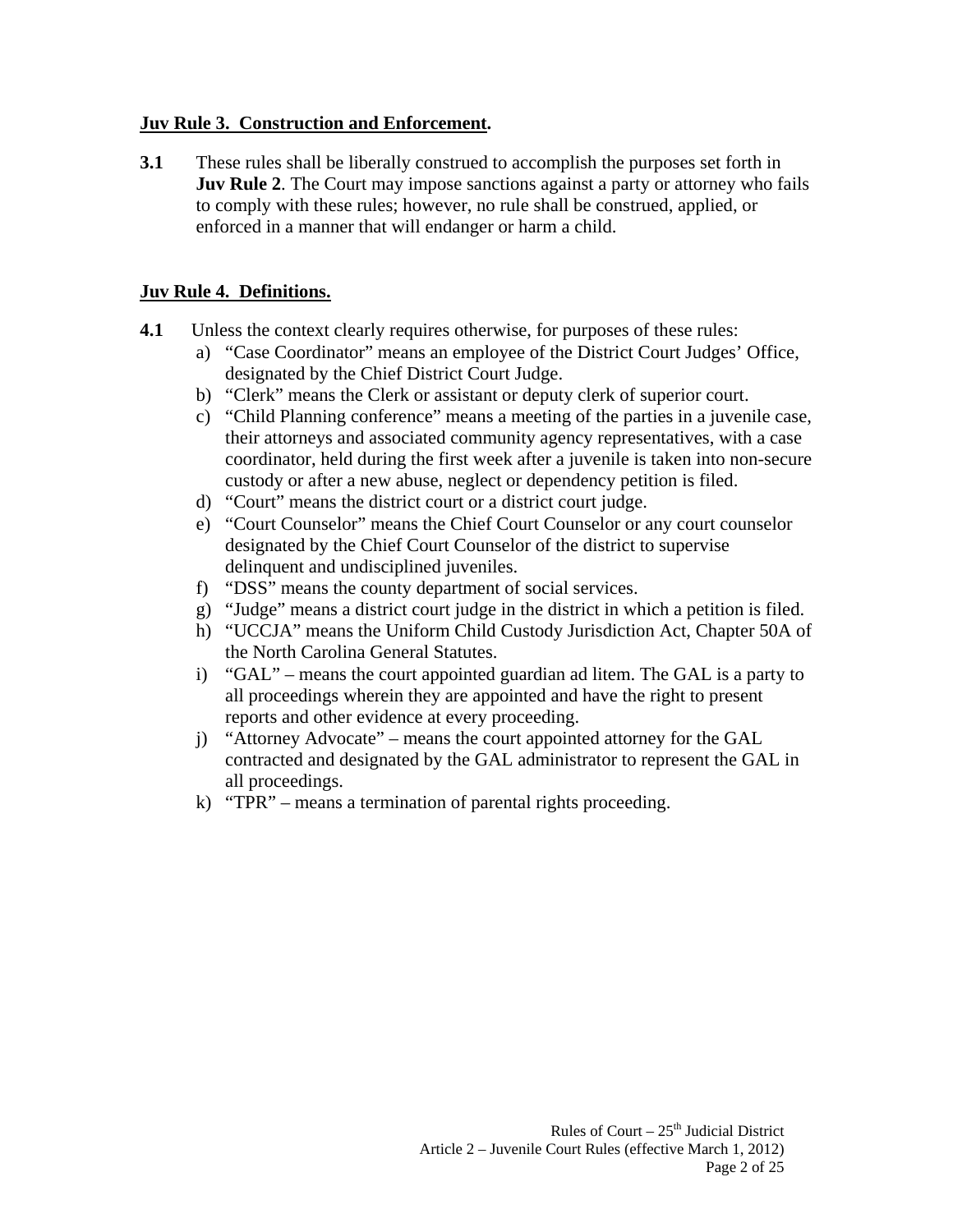**<u>Juv Rule 3. Construction and Enforcement</u>.**

**3.1** These rules shall be liberally construed to accomplish the purposes set forth in **Juv Rule 2**. The Court may impose sanctions against a party or attorney who fails to comply with these rules; however, no rule shall be construed, applied, or enforced in a manner that will endanger or harm a child.

**<u>Juv Rule 4. Definitions.</u>**

**4.1** Unless the context clearly requires otherwise, for purposes of these rules:

a) "Case Coordinator" means an employee of the District Court Judges' Office, designated by the Chief District Court Judge.
b) "Clerk" means the Clerk or assistant or deputy clerk of superior court.
c) "Child Planning conference" means a meeting of the parties in a juvenile case, their attorneys and associated community agency representatives, with a case coordinator, held during the first week after a juvenile is taken into non-secure custody or after a new abuse, neglect or dependency petition is filed.
d) "Court" means the district court or a district court judge.
e) "Court Counselor" means the Chief Court Counselor or any court counselor designated by the Chief Court Counselor of the district to supervise delinquent and undisciplined juveniles.
f) "DSS" means the county department of social services.
g) "Judge" means a district court judge in the district in which a petition is filed.
h) "UCCJA" means the Uniform Child Custody Jurisdiction Act, Chapter 50A of the North Carolina General Statutes.
i) "GAL" – means the court appointed guardian ad litem. The GAL is a party to all proceedings wherein they are appointed and have the right to present reports and other evidence at every proceeding.
j) "Attorney Advocate" – means the court appointed attorney for the GAL contracted and designated by the GAL administrator to represent the GAL in all proceedings.
k) "TPR" – means a termination of parental rights proceeding.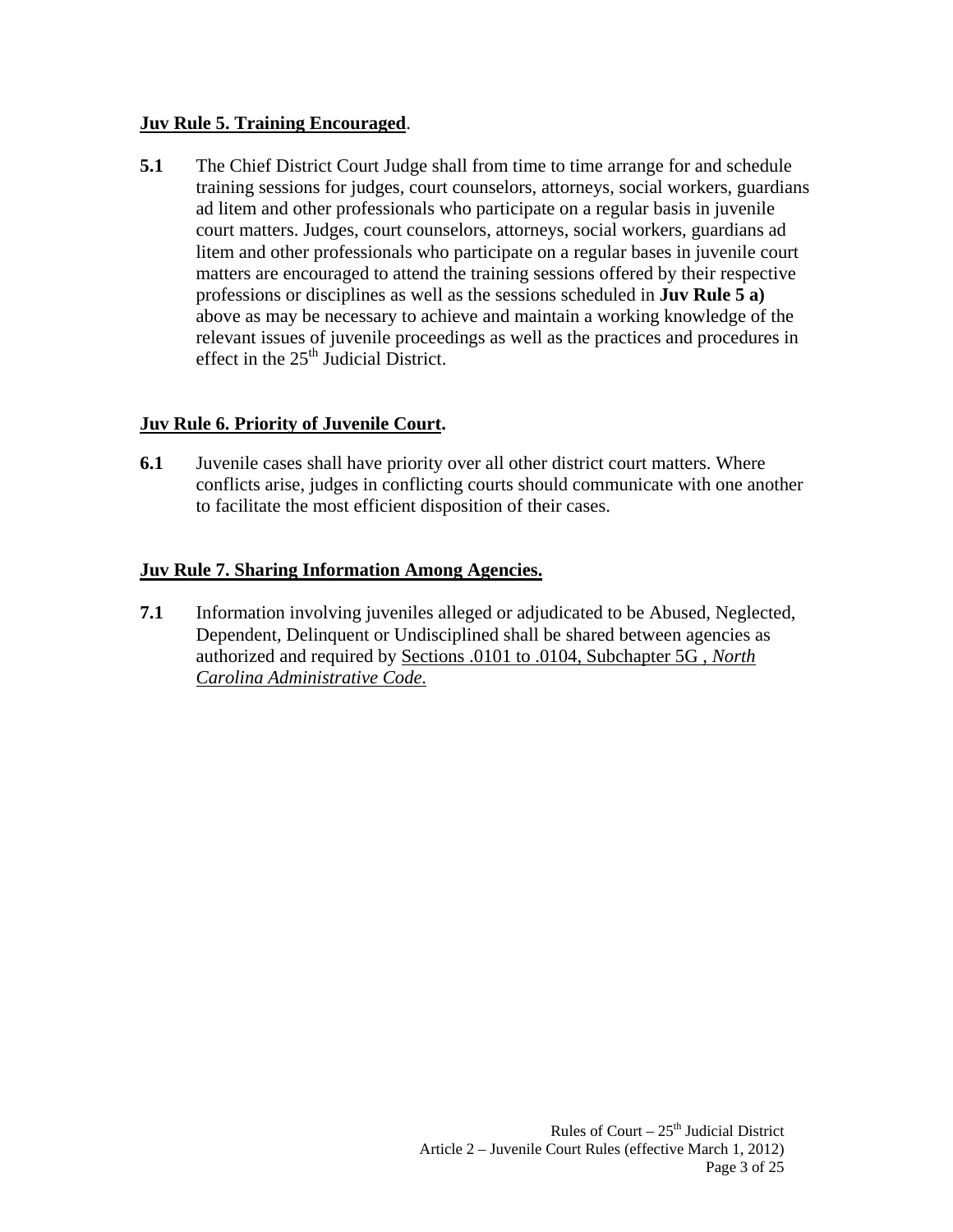**Juv Rule 5. Training Encouraged**.

**5.1** The Chief District Court Judge shall from time to time arrange for and schedule training sessions for judges, court counselors, attorneys, social workers, guardians ad litem and other professionals who participate on a regular basis in juvenile court matters. Judges, court counselors, attorneys, social workers, guardians ad litem and other professionals who participate on a regular bases in juvenile court matters are encouraged to attend the training sessions offered by their respective professions or disciplines as well as the sessions scheduled in **Juv Rule 5 a)** above as may be necessary to achieve and maintain a working knowledge of the relevant issues of juvenile proceedings as well as the practices and procedures in effect in the 25th Judicial District.

**Juv Rule 6. Priority of Juvenile Court.**

**6.1** Juvenile cases shall have priority over all other district court matters. Where conflicts arise, judges in conflicting courts should communicate with one another to facilitate the most efficient disposition of their cases.

**Juv Rule 7. Sharing Information Among Agencies.**

**7.1** Information involving juveniles alleged or adjudicated to be Abused, Neglected, Dependent, Delinquent or Undisciplined shall be shared between agencies as authorized and required by Sections .0101 to .0104, Subchapter 5G , *North Carolina Administrative Code.*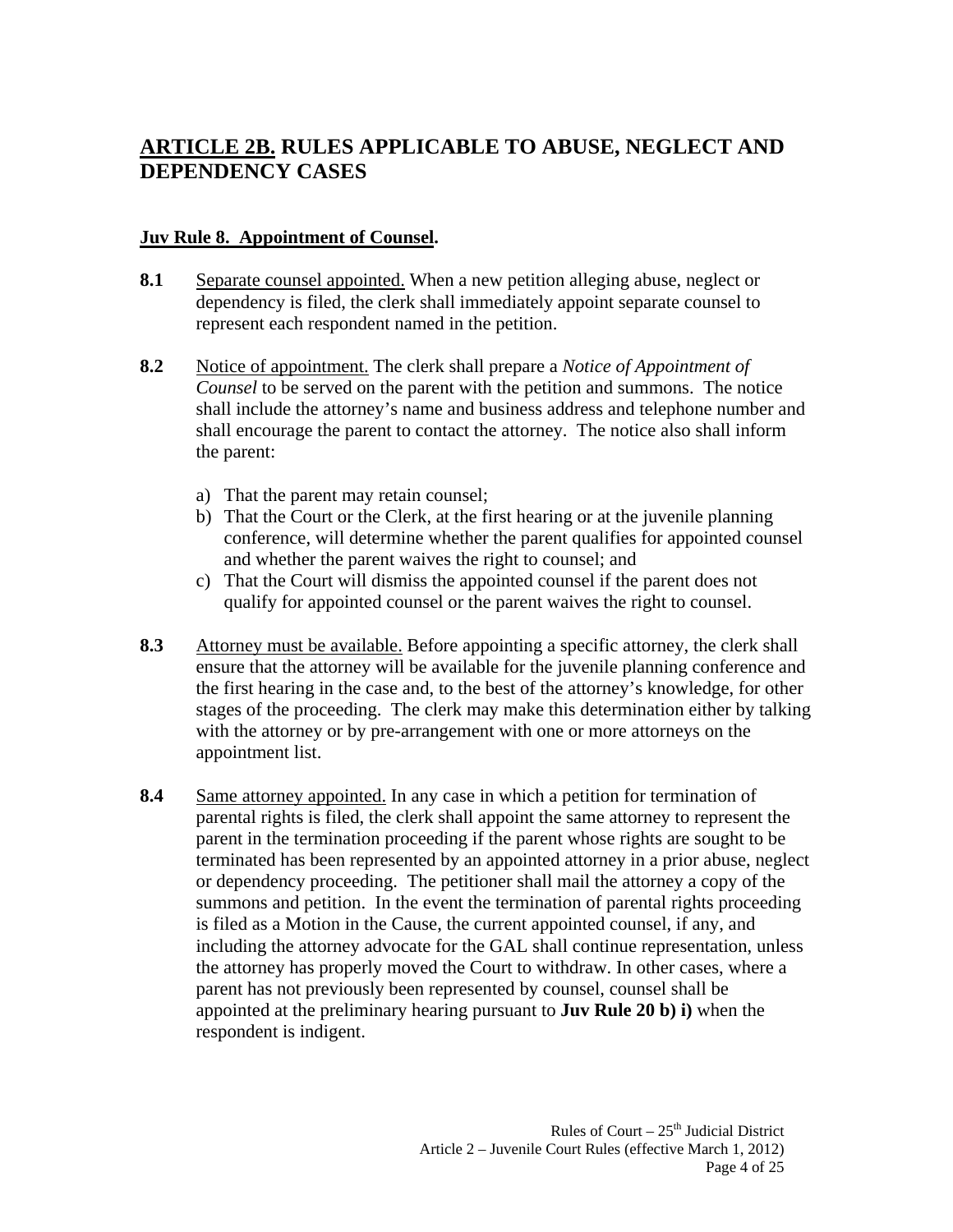## ARTICLE 2B. RULES APPLICABLE TO ABUSE, NEGLECT AND DEPENDENCY CASES

### Juv Rule 8. Appointment of Counsel.

**8.1** Separate counsel appointed. When a new petition alleging abuse, neglect or dependency is filed, the clerk shall immediately appoint separate counsel to represent each respondent named in the petition.

**8.2** Notice of appointment. The clerk shall prepare a *Notice of Appointment of Counsel* to be served on the parent with the petition and summons. The notice shall include the attorney's name and business address and telephone number and shall encourage the parent to contact the attorney. The notice also shall inform the parent:

a) That the parent may retain counsel;
b) That the Court or the Clerk, at the first hearing or at the juvenile planning conference, will determine whether the parent qualifies for appointed counsel and whether the parent waives the right to counsel; and
c) That the Court will dismiss the appointed counsel if the parent does not qualify for appointed counsel or the parent waives the right to counsel.

**8.3** Attorney must be available. Before appointing a specific attorney, the clerk shall ensure that the attorney will be available for the juvenile planning conference and the first hearing in the case and, to the best of the attorney's knowledge, for other stages of the proceeding. The clerk may make this determination either by talking with the attorney or by pre-arrangement with one or more attorneys on the appointment list.

**8.4** Same attorney appointed. In any case in which a petition for termination of parental rights is filed, the clerk shall appoint the same attorney to represent the parent in the termination proceeding if the parent whose rights are sought to be terminated has been represented by an appointed attorney in a prior abuse, neglect or dependency proceeding. The petitioner shall mail the attorney a copy of the summons and petition. In the event the termination of parental rights proceeding is filed as a Motion in the Cause, the current appointed counsel, if any, and including the attorney advocate for the GAL shall continue representation, unless the attorney has properly moved the Court to withdraw. In other cases, where a parent has not previously been represented by counsel, counsel shall be appointed at the preliminary hearing pursuant to **Juv Rule 20 b) i)** when the respondent is indigent.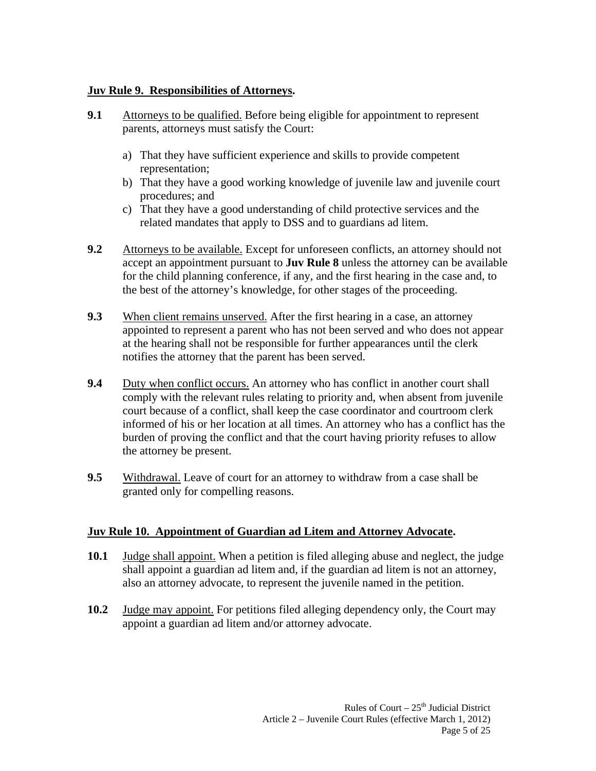## Juv Rule 9. Responsibilities of Attorneys.

**9.1** Attorneys to be qualified. Before being eligible for appointment to represent parents, attorneys must satisfy the Court:

a) That they have sufficient experience and skills to provide competent representation;
b) That they have a good working knowledge of juvenile law and juvenile court procedures; and
c) That they have a good understanding of child protective services and the related mandates that apply to DSS and to guardians ad litem.

**9.2** Attorneys to be available. Except for unforeseen conflicts, an attorney should not accept an appointment pursuant to **Juv Rule 8** unless the attorney can be available for the child planning conference, if any, and the first hearing in the case and, to the best of the attorney's knowledge, for other stages of the proceeding.

**9.3** When client remains unserved. After the first hearing in a case, an attorney appointed to represent a parent who has not been served and who does not appear at the hearing shall not be responsible for further appearances until the clerk notifies the attorney that the parent has been served.

**9.4** Duty when conflict occurs. An attorney who has conflict in another court shall comply with the relevant rules relating to priority and, when absent from juvenile court because of a conflict, shall keep the case coordinator and courtroom clerk informed of his or her location at all times. An attorney who has a conflict has the burden of proving the conflict and that the court having priority refuses to allow the attorney be present.

**9.5** Withdrawal. Leave of court for an attorney to withdraw from a case shall be granted only for compelling reasons.

## Juv Rule 10. Appointment of Guardian ad Litem and Attorney Advocate.

**10.1** Judge shall appoint. When a petition is filed alleging abuse and neglect, the judge shall appoint a guardian ad litem and, if the guardian ad litem is not an attorney, also an attorney advocate, to represent the juvenile named in the petition.

**10.2** Judge may appoint. For petitions filed alleging dependency only, the Court may appoint a guardian ad litem and/or attorney advocate.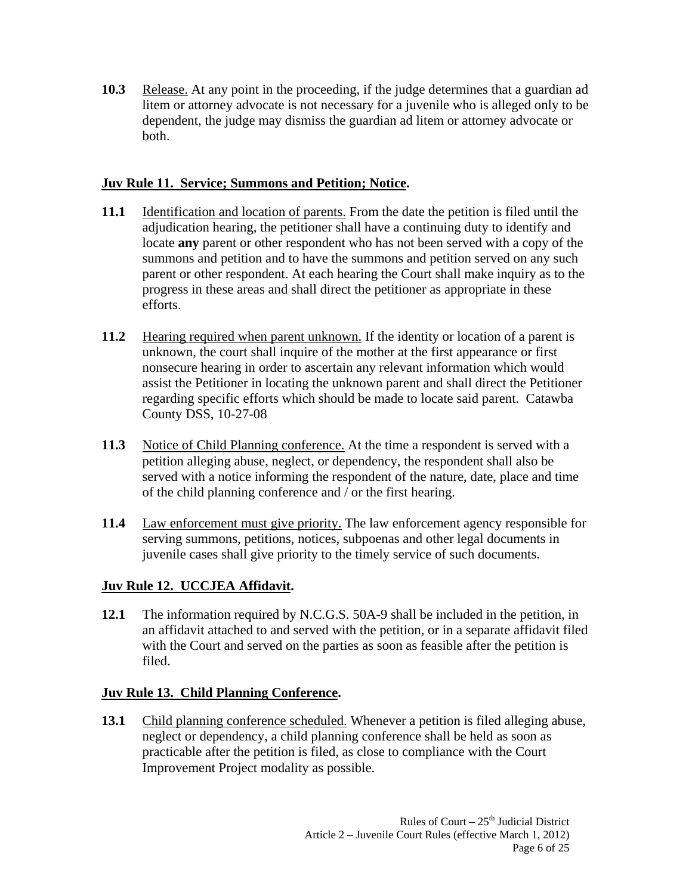**10.3** Release. At any point in the proceeding, if the judge determines that a guardian ad litem or attorney advocate is not necessary for a juvenile who is alleged only to be dependent, the judge may dismiss the guardian ad litem or attorney advocate or both.

## Juv Rule 11. Service; Summons and Petition; Notice.

**11.1** Identification and location of parents. From the date the petition is filed until the adjudication hearing, the petitioner shall have a continuing duty to identify and locate **any** parent or other respondent who has not been served with a copy of the summons and petition and to have the summons and petition served on any such parent or other respondent. At each hearing the Court shall make inquiry as to the progress in these areas and shall direct the petitioner as appropriate in these efforts.

**11.2** Hearing required when parent unknown. If the identity or location of a parent is unknown, the court shall inquire of the mother at the first appearance or first nonsecure hearing in order to ascertain any relevant information which would assist the Petitioner in locating the unknown parent and shall direct the Petitioner regarding specific efforts which should be made to locate said parent. Catawba County DSS, 10-27-08

**11.3** Notice of Child Planning conference. At the time a respondent is served with a petition alleging abuse, neglect, or dependency, the respondent shall also be served with a notice informing the respondent of the nature, date, place and time of the child planning conference and / or the first hearing.

**11.4** Law enforcement must give priority. The law enforcement agency responsible for serving summons, petitions, notices, subpoenas and other legal documents in juvenile cases shall give priority to the timely service of such documents.

## Juv Rule 12. UCCJEA Affidavit.

**12.1** The information required by N.C.G.S. 50A-9 shall be included in the petition, in an affidavit attached to and served with the petition, or in a separate affidavit filed with the Court and served on the parties as soon as feasible after the petition is filed.

## Juv Rule 13. Child Planning Conference.

**13.1** Child planning conference scheduled. Whenever a petition is filed alleging abuse, neglect or dependency, a child planning conference shall be held as soon as practicable after the petition is filed, as close to compliance with the Court Improvement Project modality as possible.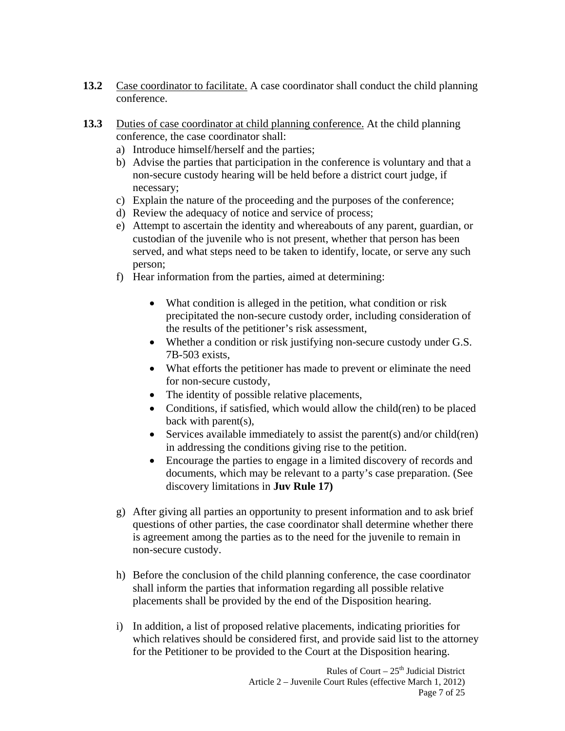**13.2** Case coordinator to facilitate. A case coordinator shall conduct the child planning conference.

**13.3** Duties of case coordinator at child planning conference. At the child planning conference, the case coordinator shall:

a) Introduce himself/herself and the parties;
b) Advise the parties that participation in the conference is voluntary and that a non-secure custody hearing will be held before a district court judge, if necessary;
c) Explain the nature of the proceeding and the purposes of the conference;
d) Review the adequacy of notice and service of process;
e) Attempt to ascertain the identity and whereabouts of any parent, guardian, or custodian of the juvenile who is not present, whether that person has been served, and what steps need to be taken to identify, locate, or serve any such person;
f) Hear information from the parties, aimed at determining:

    - What condition is alleged in the petition, what condition or risk precipitated the non-secure custody order, including consideration of the results of the petitioner's risk assessment,
    - Whether a condition or risk justifying non-secure custody under G.S. 7B-503 exists,
    - What efforts the petitioner has made to prevent or eliminate the need for non-secure custody,
    - The identity of possible relative placements,
    - Conditions, if satisfied, which would allow the child(ren) to be placed back with parent(s),
    - Services available immediately to assist the parent(s) and/or child(ren) in addressing the conditions giving rise to the petition.
    - Encourage the parties to engage in a limited discovery of records and documents, which may be relevant to a party's case preparation. (See discovery limitations in **Juv Rule 17)**

g) After giving all parties an opportunity to present information and to ask brief questions of other parties, the case coordinator shall determine whether there is agreement among the parties as to the need for the juvenile to remain in non-secure custody.

h) Before the conclusion of the child planning conference, the case coordinator shall inform the parties that information regarding all possible relative placements shall be provided by the end of the Disposition hearing.

i) In addition, a list of proposed relative placements, indicating priorities for which relatives should be considered first, and provide said list to the attorney for the Petitioner to be provided to the Court at the Disposition hearing.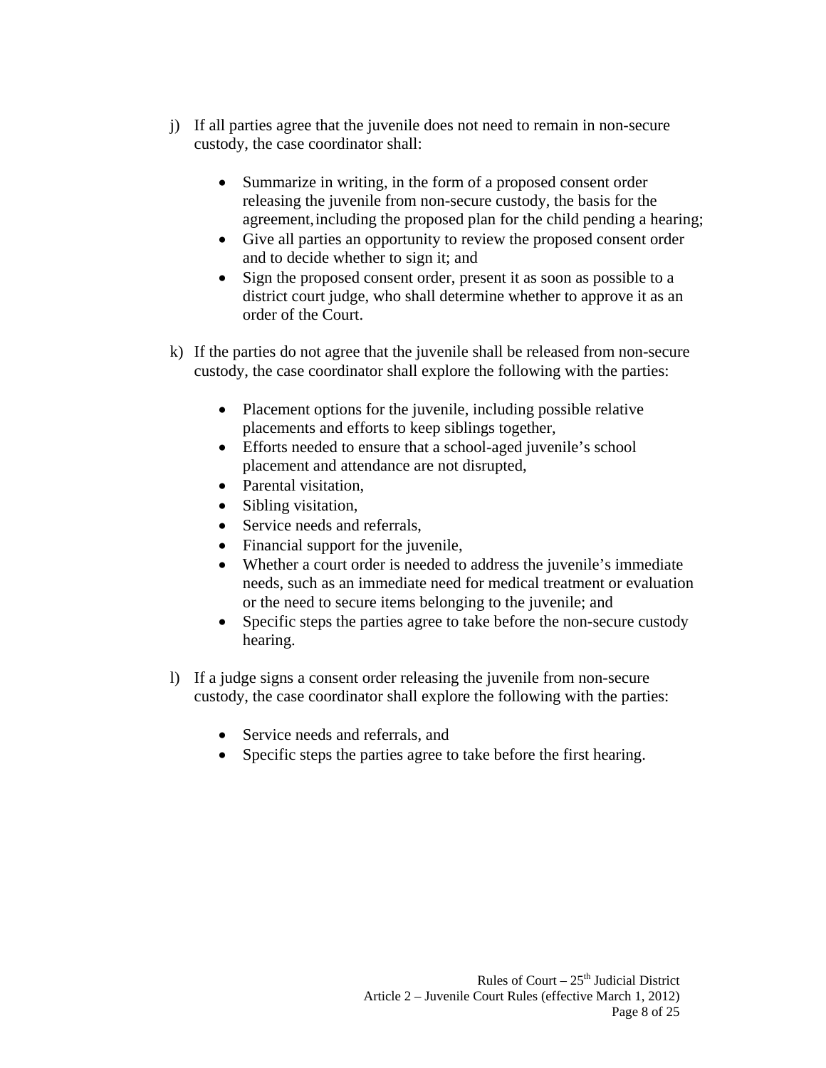j) If all parties agree that the juvenile does not need to remain in non-secure custody, the case coordinator shall:

- Summarize in writing, in the form of a proposed consent order releasing the juvenile from non-secure custody, the basis for the agreement, including the proposed plan for the child pending a hearing;
- Give all parties an opportunity to review the proposed consent order and to decide whether to sign it; and
- Sign the proposed consent order, present it as soon as possible to a district court judge, who shall determine whether to approve it as an order of the Court.

k) If the parties do not agree that the juvenile shall be released from non-secure custody, the case coordinator shall explore the following with the parties:

- Placement options for the juvenile, including possible relative placements and efforts to keep siblings together,
- Efforts needed to ensure that a school-aged juvenile's school placement and attendance are not disrupted,
- Parental visitation,
- Sibling visitation,
- Service needs and referrals,
- Financial support for the juvenile,
- Whether a court order is needed to address the juvenile's immediate needs, such as an immediate need for medical treatment or evaluation or the need to secure items belonging to the juvenile; and
- Specific steps the parties agree to take before the non-secure custody hearing.

l) If a judge signs a consent order releasing the juvenile from non-secure custody, the case coordinator shall explore the following with the parties:

- Service needs and referrals, and
- Specific steps the parties agree to take before the first hearing.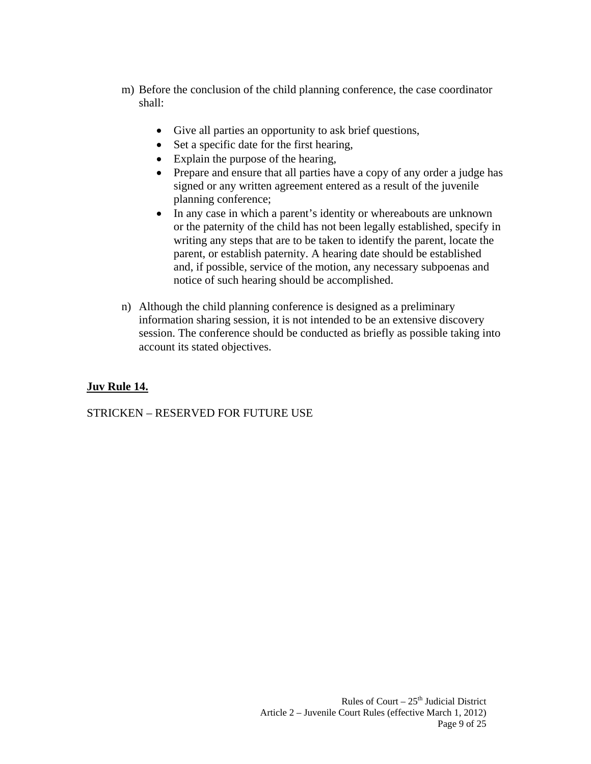m) Before the conclusion of the child planning conference, the case coordinator shall:

- Give all parties an opportunity to ask brief questions,
- Set a specific date for the first hearing,
- Explain the purpose of the hearing,
- Prepare and ensure that all parties have a copy of any order a judge has signed or any written agreement entered as a result of the juvenile planning conference;
- In any case in which a parent's identity or whereabouts are unknown or the paternity of the child has not been legally established, specify in writing any steps that are to be taken to identify the parent, locate the parent, or establish paternity. A hearing date should be established and, if possible, service of the motion, any necessary subpoenas and notice of such hearing should be accomplished.

n) Although the child planning conference is designed as a preliminary information sharing session, it is not intended to be an extensive discovery session. The conference should be conducted as briefly as possible taking into account its stated objectives.

**Juv Rule 14.**

STRICKEN – RESERVED FOR FUTURE USE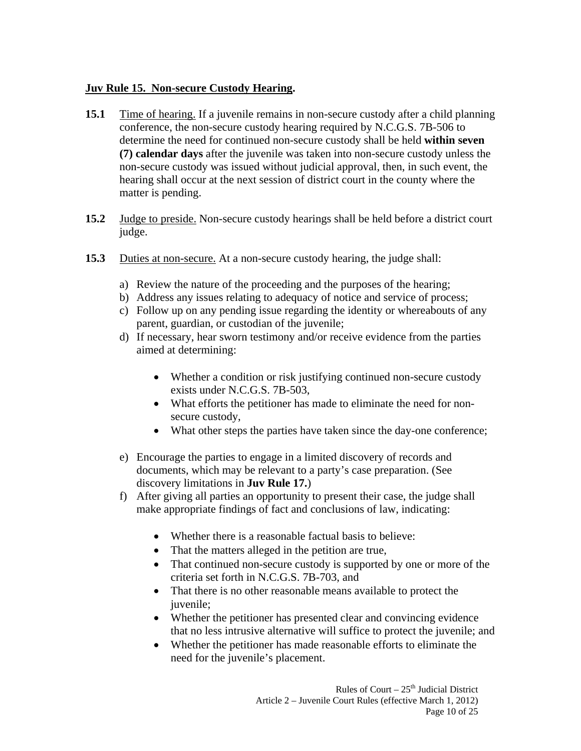**<u>Juv Rule 15. Non-secure Custody Hearing</u>.**

**15.1** <u>Time of hearing.</u> If a juvenile remains in non-secure custody after a child planning conference, the non-secure custody hearing required by N.C.G.S. 7B-506 to determine the need for continued non-secure custody shall be held **within seven (7) calendar days** after the juvenile was taken into non-secure custody unless the non-secure custody was issued without judicial approval, then, in such event, the hearing shall occur at the next session of district court in the county where the matter is pending.

**15.2** <u>Judge to preside.</u> Non-secure custody hearings shall be held before a district court judge.

**15.3** <u>Duties at non-secure.</u> At a non-secure custody hearing, the judge shall:

a) Review the nature of the proceeding and the purposes of the hearing;
b) Address any issues relating to adequacy of notice and service of process;
c) Follow up on any pending issue regarding the identity or whereabouts of any parent, guardian, or custodian of the juvenile;
d) If necessary, hear sworn testimony and/or receive evidence from the parties aimed at determining:

    - Whether a condition or risk justifying continued non-secure custody exists under N.C.G.S. 7B-503,
    - What efforts the petitioner has made to eliminate the need for non-secure custody,
    - What other steps the parties have taken since the day-one conference;

e) Encourage the parties to engage in a limited discovery of records and documents, which may be relevant to a party's case preparation. (See discovery limitations in **Juv Rule 17.**)
f) After giving all parties an opportunity to present their case, the judge shall make appropriate findings of fact and conclusions of law, indicating:

    - Whether there is a reasonable factual basis to believe:
    - That the matters alleged in the petition are true,
    - That continued non-secure custody is supported by one or more of the criteria set forth in N.C.G.S. 7B-703, and
    - That there is no other reasonable means available to protect the juvenile;
    - Whether the petitioner has presented clear and convincing evidence that no less intrusive alternative will suffice to protect the juvenile; and
    - Whether the petitioner has made reasonable efforts to eliminate the need for the juvenile's placement.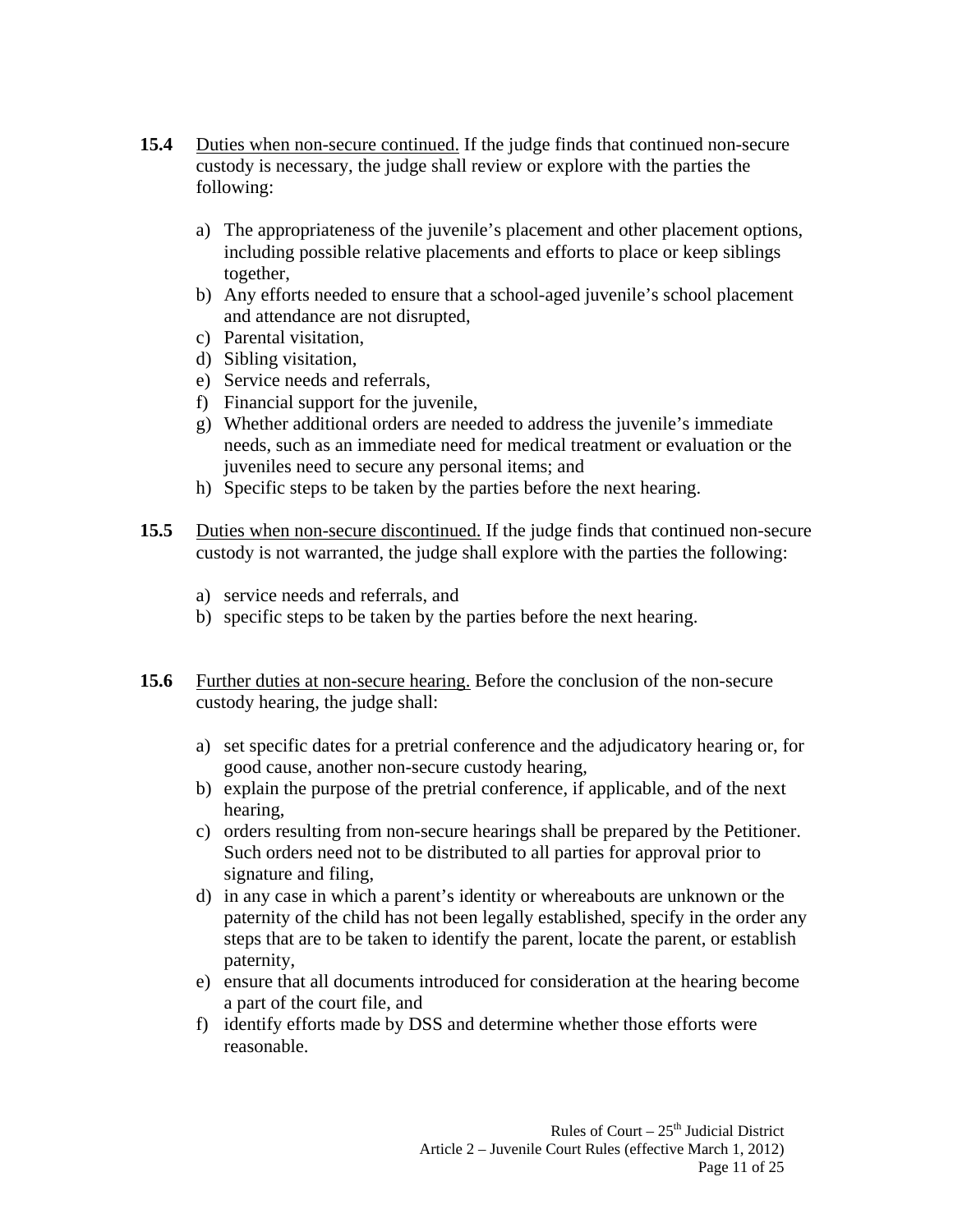**15.4** <u>Duties when non-secure continued.</u> If the judge finds that continued non-secure custody is necessary, the judge shall review or explore with the parties the following:

a) The appropriateness of the juvenile's placement and other placement options, including possible relative placements and efforts to place or keep siblings together,
b) Any efforts needed to ensure that a school-aged juvenile's school placement and attendance are not disrupted,
c) Parental visitation,
d) Sibling visitation,
e) Service needs and referrals,
f) Financial support for the juvenile,
g) Whether additional orders are needed to address the juvenile's immediate needs, such as an immediate need for medical treatment or evaluation or the juveniles need to secure any personal items; and
h) Specific steps to be taken by the parties before the next hearing.

**15.5** <u>Duties when non-secure discontinued.</u> If the judge finds that continued non-secure custody is not warranted, the judge shall explore with the parties the following:

a) service needs and referrals, and
b) specific steps to be taken by the parties before the next hearing.

**15.6** <u>Further duties at non-secure hearing.</u> Before the conclusion of the non-secure custody hearing, the judge shall:

a) set specific dates for a pretrial conference and the adjudicatory hearing or, for good cause, another non-secure custody hearing,
b) explain the purpose of the pretrial conference, if applicable, and of the next hearing,
c) orders resulting from non-secure hearings shall be prepared by the Petitioner. Such orders need not to be distributed to all parties for approval prior to signature and filing,
d) in any case in which a parent's identity or whereabouts are unknown or the paternity of the child has not been legally established, specify in the order any steps that are to be taken to identify the parent, locate the parent, or establish paternity,
e) ensure that all documents introduced for consideration at the hearing become a part of the court file, and
f) identify efforts made by DSS and determine whether those efforts were reasonable.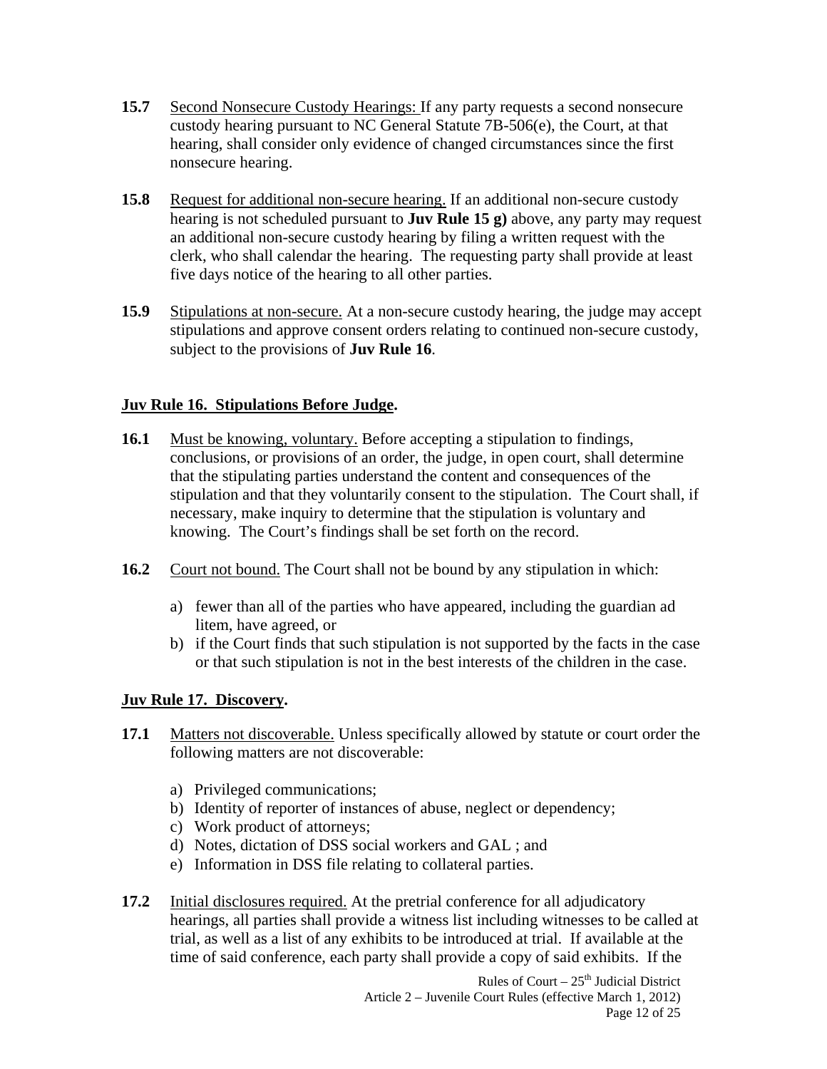**15.7** Second Nonsecure Custody Hearings: If any party requests a second nonsecure custody hearing pursuant to NC General Statute 7B-506(e), the Court, at that hearing, shall consider only evidence of changed circumstances since the first nonsecure hearing.

**15.8** Request for additional non-secure hearing. If an additional non-secure custody hearing is not scheduled pursuant to **Juv Rule 15 g)** above, any party may request an additional non-secure custody hearing by filing a written request with the clerk, who shall calendar the hearing. The requesting party shall provide at least five days notice of the hearing to all other parties.

**15.9** Stipulations at non-secure. At a non-secure custody hearing, the judge may accept stipulations and approve consent orders relating to continued non-secure custody, subject to the provisions of **Juv Rule 16**.

## Juv Rule 16. Stipulations Before Judge.

**16.1** Must be knowing, voluntary. Before accepting a stipulation to findings, conclusions, or provisions of an order, the judge, in open court, shall determine that the stipulating parties understand the content and consequences of the stipulation and that they voluntarily consent to the stipulation. The Court shall, if necessary, make inquiry to determine that the stipulation is voluntary and knowing. The Court's findings shall be set forth on the record.

**16.2** Court not bound. The Court shall not be bound by any stipulation in which:

a) fewer than all of the parties who have appeared, including the guardian ad litem, have agreed, or
b) if the Court finds that such stipulation is not supported by the facts in the case or that such stipulation is not in the best interests of the children in the case.

## Juv Rule 17. Discovery.

**17.1** Matters not discoverable. Unless specifically allowed by statute or court order the following matters are not discoverable:

a) Privileged communications;
b) Identity of reporter of instances of abuse, neglect or dependency;
c) Work product of attorneys;
d) Notes, dictation of DSS social workers and GAL ; and
e) Information in DSS file relating to collateral parties.

**17.2** Initial disclosures required. At the pretrial conference for all adjudicatory hearings, all parties shall provide a witness list including witnesses to be called at trial, as well as a list of any exhibits to be introduced at trial. If available at the time of said conference, each party shall provide a copy of said exhibits. If the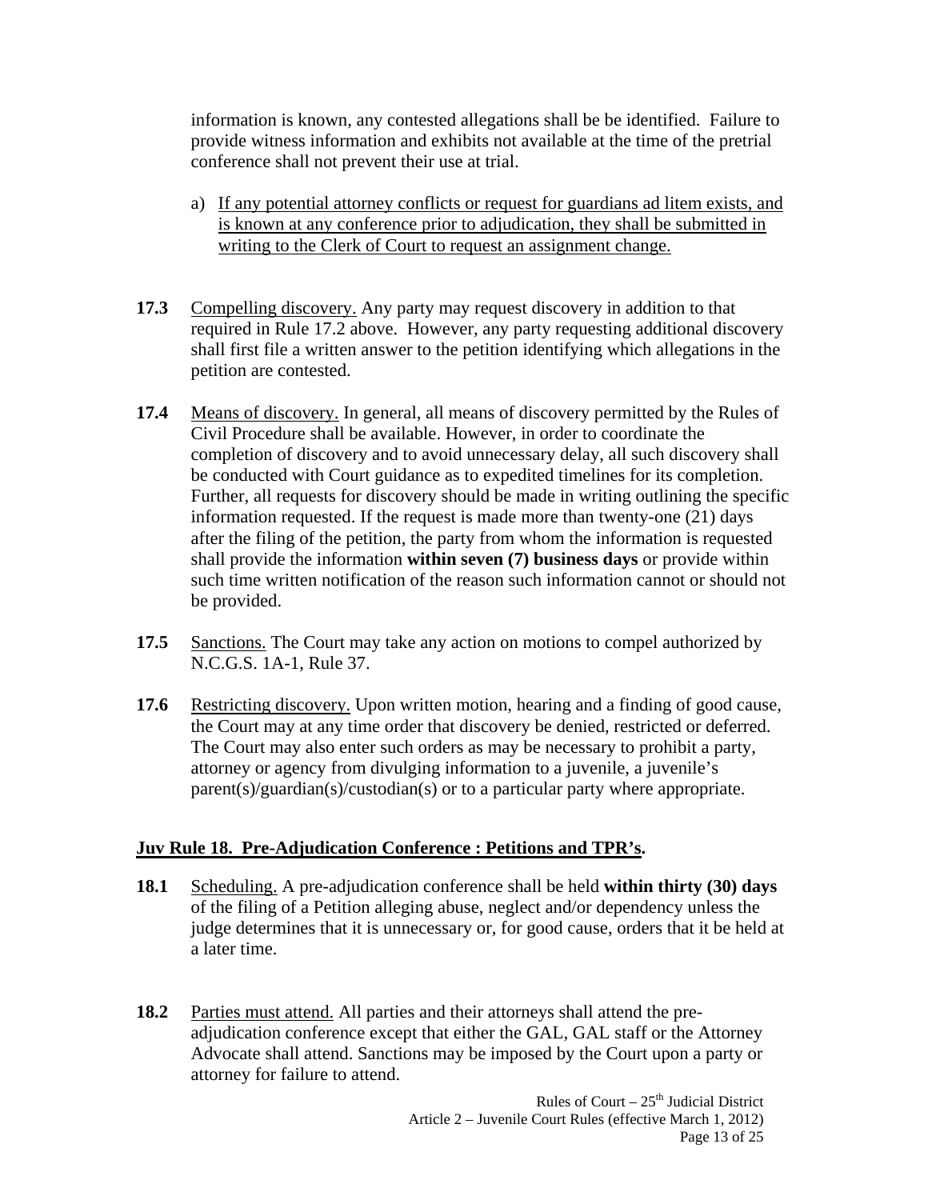information is known, any contested allegations shall be be identified. Failure to provide witness information and exhibits not available at the time of the pretrial conference shall not prevent their use at trial.

a) If any potential attorney conflicts or request for guardians ad litem exists, and is known at any conference prior to adjudication, they shall be submitted in writing to the Clerk of Court to request an assignment change.

**17.3** Compelling discovery. Any party may request discovery in addition to that required in Rule 17.2 above. However, any party requesting additional discovery shall first file a written answer to the petition identifying which allegations in the petition are contested.

**17.4** Means of discovery. In general, all means of discovery permitted by the Rules of Civil Procedure shall be available. However, in order to coordinate the completion of discovery and to avoid unnecessary delay, all such discovery shall be conducted with Court guidance as to expedited timelines for its completion. Further, all requests for discovery should be made in writing outlining the specific information requested. If the request is made more than twenty-one (21) days after the filing of the petition, the party from whom the information is requested shall provide the information **within seven (7) business days** or provide within such time written notification of the reason such information cannot or should not be provided.

**17.5** Sanctions. The Court may take any action on motions to compel authorized by N.C.G.S. 1A-1, Rule 37.

**17.6** Restricting discovery. Upon written motion, hearing and a finding of good cause, the Court may at any time order that discovery be denied, restricted or deferred. The Court may also enter such orders as may be necessary to prohibit a party, attorney or agency from divulging information to a juvenile, a juvenile's parent(s)/guardian(s)/custodian(s) or to a particular party where appropriate.

## Juv Rule 18. Pre-Adjudication Conference : Petitions and TPR's.

**18.1** Scheduling. A pre-adjudication conference shall be held **within thirty (30) days** of the filing of a Petition alleging abuse, neglect and/or dependency unless the judge determines that it is unnecessary or, for good cause, orders that it be held at a later time.

**18.2** Parties must attend. All parties and their attorneys shall attend the pre-adjudication conference except that either the GAL, GAL staff or the Attorney Advocate shall attend. Sanctions may be imposed by the Court upon a party or attorney for failure to attend.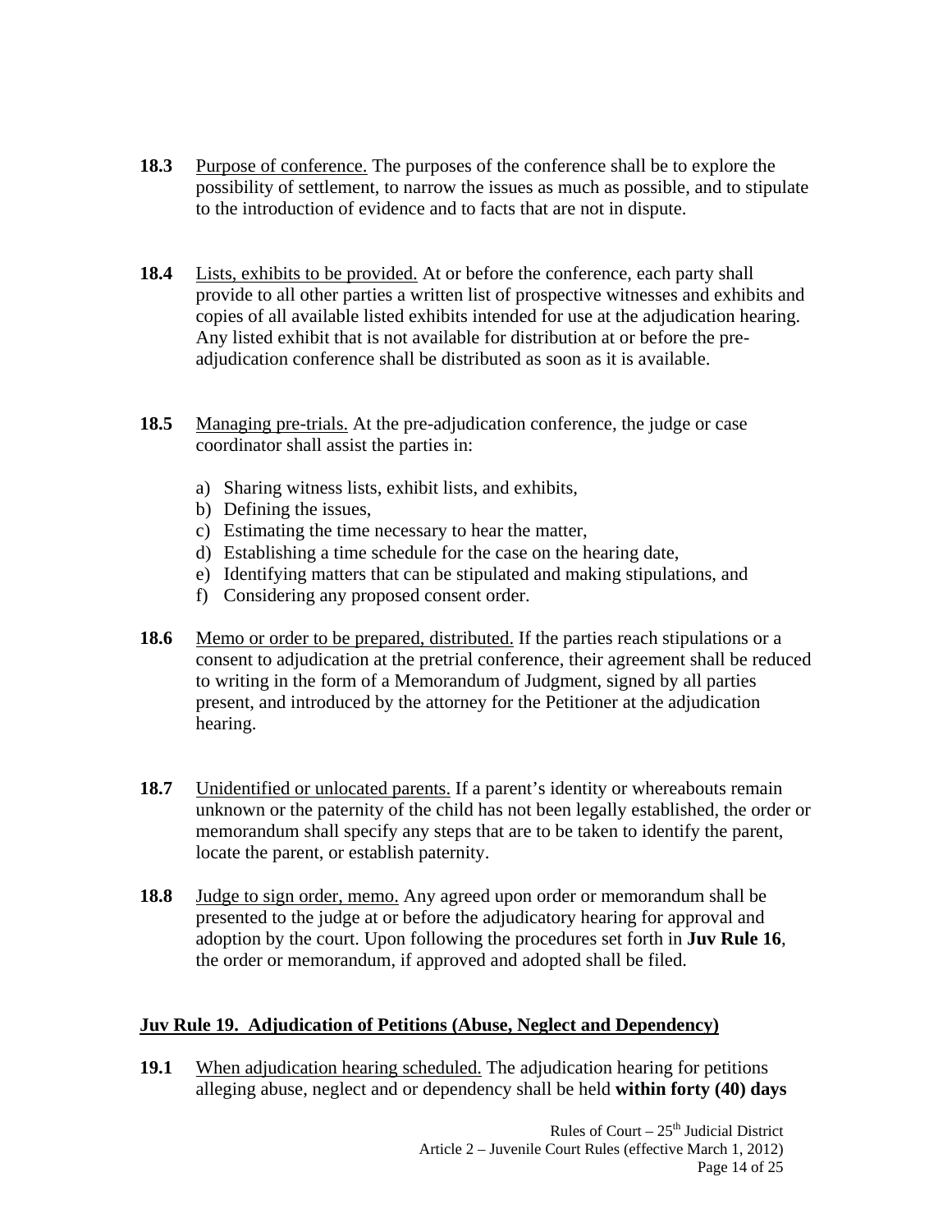**18.3** Purpose of conference. The purposes of the conference shall be to explore the possibility of settlement, to narrow the issues as much as possible, and to stipulate to the introduction of evidence and to facts that are not in dispute.

**18.4** Lists, exhibits to be provided. At or before the conference, each party shall provide to all other parties a written list of prospective witnesses and exhibits and copies of all available listed exhibits intended for use at the adjudication hearing. Any listed exhibit that is not available for distribution at or before the pre-adjudication conference shall be distributed as soon as it is available.

**18.5** Managing pre-trials. At the pre-adjudication conference, the judge or case coordinator shall assist the parties in:

a) Sharing witness lists, exhibit lists, and exhibits,
b) Defining the issues,
c) Estimating the time necessary to hear the matter,
d) Establishing a time schedule for the case on the hearing date,
e) Identifying matters that can be stipulated and making stipulations, and
f) Considering any proposed consent order.

**18.6** Memo or order to be prepared, distributed. If the parties reach stipulations or a consent to adjudication at the pretrial conference, their agreement shall be reduced to writing in the form of a Memorandum of Judgment, signed by all parties present, and introduced by the attorney for the Petitioner at the adjudication hearing.

**18.7** Unidentified or unlocated parents. If a parent's identity or whereabouts remain unknown or the paternity of the child has not been legally established, the order or memorandum shall specify any steps that are to be taken to identify the parent, locate the parent, or establish paternity.

**18.8** Judge to sign order, memo. Any agreed upon order or memorandum shall be presented to the judge at or before the adjudicatory hearing for approval and adoption by the court. Upon following the procedures set forth in **Juv Rule 16**, the order or memorandum, if approved and adopted shall be filed.

## Juv Rule 19. Adjudication of Petitions (Abuse, Neglect and Dependency)

**19.1** When adjudication hearing scheduled. The adjudication hearing for petitions alleging abuse, neglect and or dependency shall be held **within forty (40) days**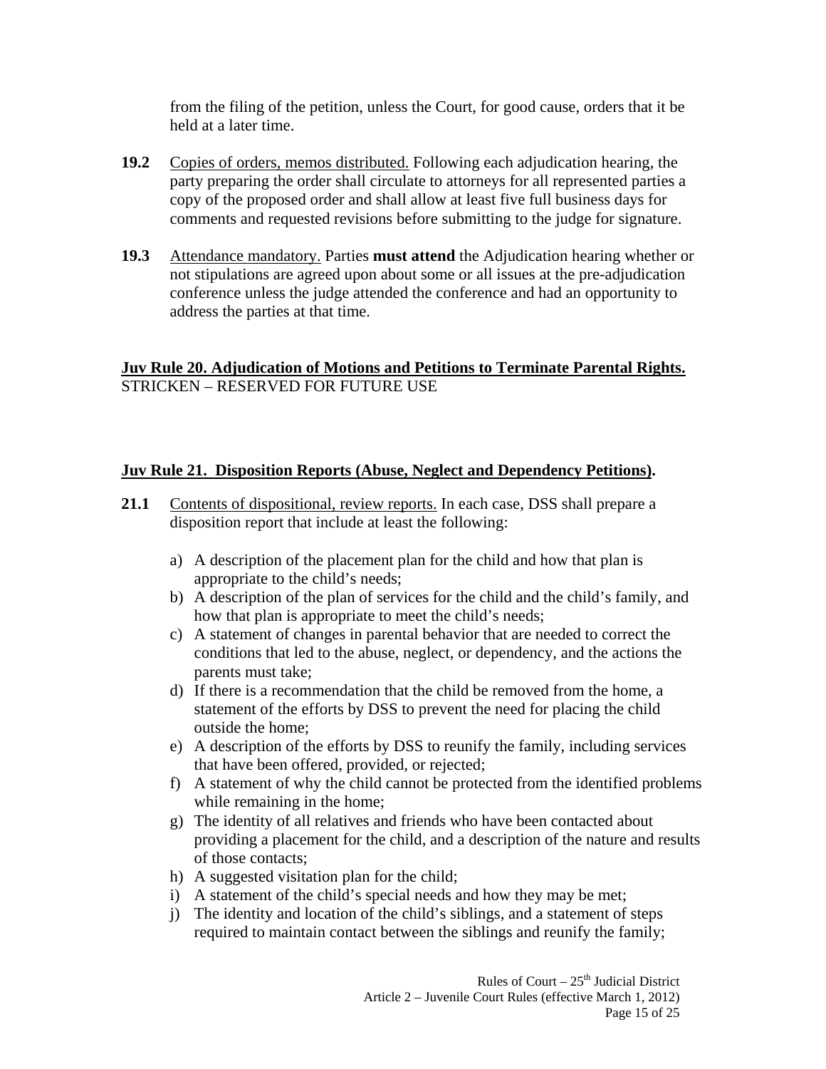from the filing of the petition, unless the Court, for good cause, orders that it be held at a later time.

**19.2** Copies of orders, memos distributed. Following each adjudication hearing, the party preparing the order shall circulate to attorneys for all represented parties a copy of the proposed order and shall allow at least five full business days for comments and requested revisions before submitting to the judge for signature.

**19.3** Attendance mandatory. Parties **must attend** the Adjudication hearing whether or not stipulations are agreed upon about some or all issues at the pre-adjudication conference unless the judge attended the conference and had an opportunity to address the parties at that time.

## Juv Rule 20. Adjudication of Motions and Petitions to Terminate Parental Rights.

STRICKEN – RESERVED FOR FUTURE USE

## Juv Rule 21. Disposition Reports (Abuse, Neglect and Dependency Petitions).

**21.1** Contents of dispositional, review reports. In each case, DSS shall prepare a disposition report that include at least the following:

a) A description of the placement plan for the child and how that plan is appropriate to the child's needs;
b) A description of the plan of services for the child and the child's family, and how that plan is appropriate to meet the child's needs;
c) A statement of changes in parental behavior that are needed to correct the conditions that led to the abuse, neglect, or dependency, and the actions the parents must take;
d) If there is a recommendation that the child be removed from the home, a statement of the efforts by DSS to prevent the need for placing the child outside the home;
e) A description of the efforts by DSS to reunify the family, including services that have been offered, provided, or rejected;
f) A statement of why the child cannot be protected from the identified problems while remaining in the home;
g) The identity of all relatives and friends who have been contacted about providing a placement for the child, and a description of the nature and results of those contacts;
h) A suggested visitation plan for the child;
i) A statement of the child's special needs and how they may be met;
j) The identity and location of the child's siblings, and a statement of steps required to maintain contact between the siblings and reunify the family;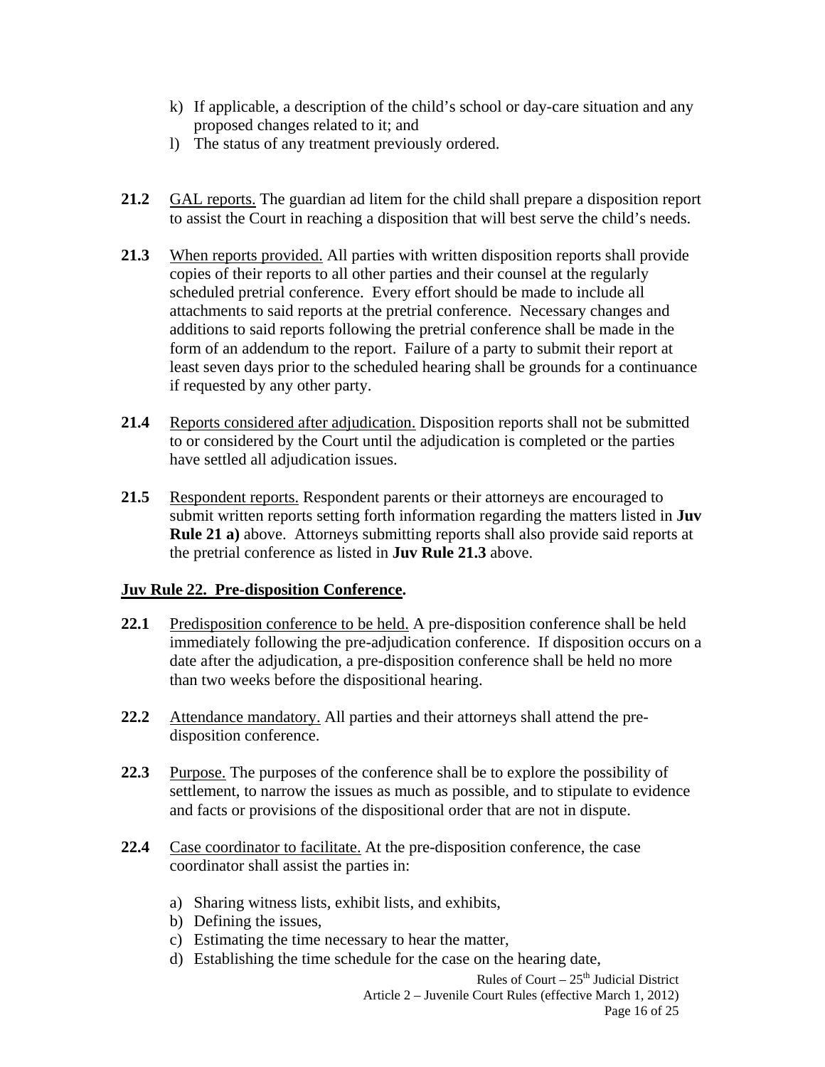k) If applicable, a description of the child's school or day-care situation and any proposed changes related to it; and
l) The status of any treatment previously ordered.

**21.2** GAL reports. The guardian ad litem for the child shall prepare a disposition report to assist the Court in reaching a disposition that will best serve the child's needs.

**21.3** When reports provided. All parties with written disposition reports shall provide copies of their reports to all other parties and their counsel at the regularly scheduled pretrial conference. Every effort should be made to include all attachments to said reports at the pretrial conference. Necessary changes and additions to said reports following the pretrial conference shall be made in the form of an addendum to the report. Failure of a party to submit their report at least seven days prior to the scheduled hearing shall be grounds for a continuance if requested by any other party.

**21.4** Reports considered after adjudication. Disposition reports shall not be submitted to or considered by the Court until the adjudication is completed or the parties have settled all adjudication issues.

**21.5** Respondent reports. Respondent parents or their attorneys are encouraged to submit written reports setting forth information regarding the matters listed in **Juv Rule 21 a)** above. Attorneys submitting reports shall also provide said reports at the pretrial conference as listed in **Juv Rule 21.3** above.

## Juv Rule 22. Pre-disposition Conference.

**22.1** Predisposition conference to be held. A pre-disposition conference shall be held immediately following the pre-adjudication conference. If disposition occurs on a date after the adjudication, a pre-disposition conference shall be held no more than two weeks before the dispositional hearing.

**22.2** Attendance mandatory. All parties and their attorneys shall attend the pre-disposition conference.

**22.3** Purpose. The purposes of the conference shall be to explore the possibility of settlement, to narrow the issues as much as possible, and to stipulate to evidence and facts or provisions of the dispositional order that are not in dispute.

**22.4** Case coordinator to facilitate. At the pre-disposition conference, the case coordinator shall assist the parties in:

a) Sharing witness lists, exhibit lists, and exhibits,
b) Defining the issues,
c) Estimating the time necessary to hear the matter,
d) Establishing the time schedule for the case on the hearing date,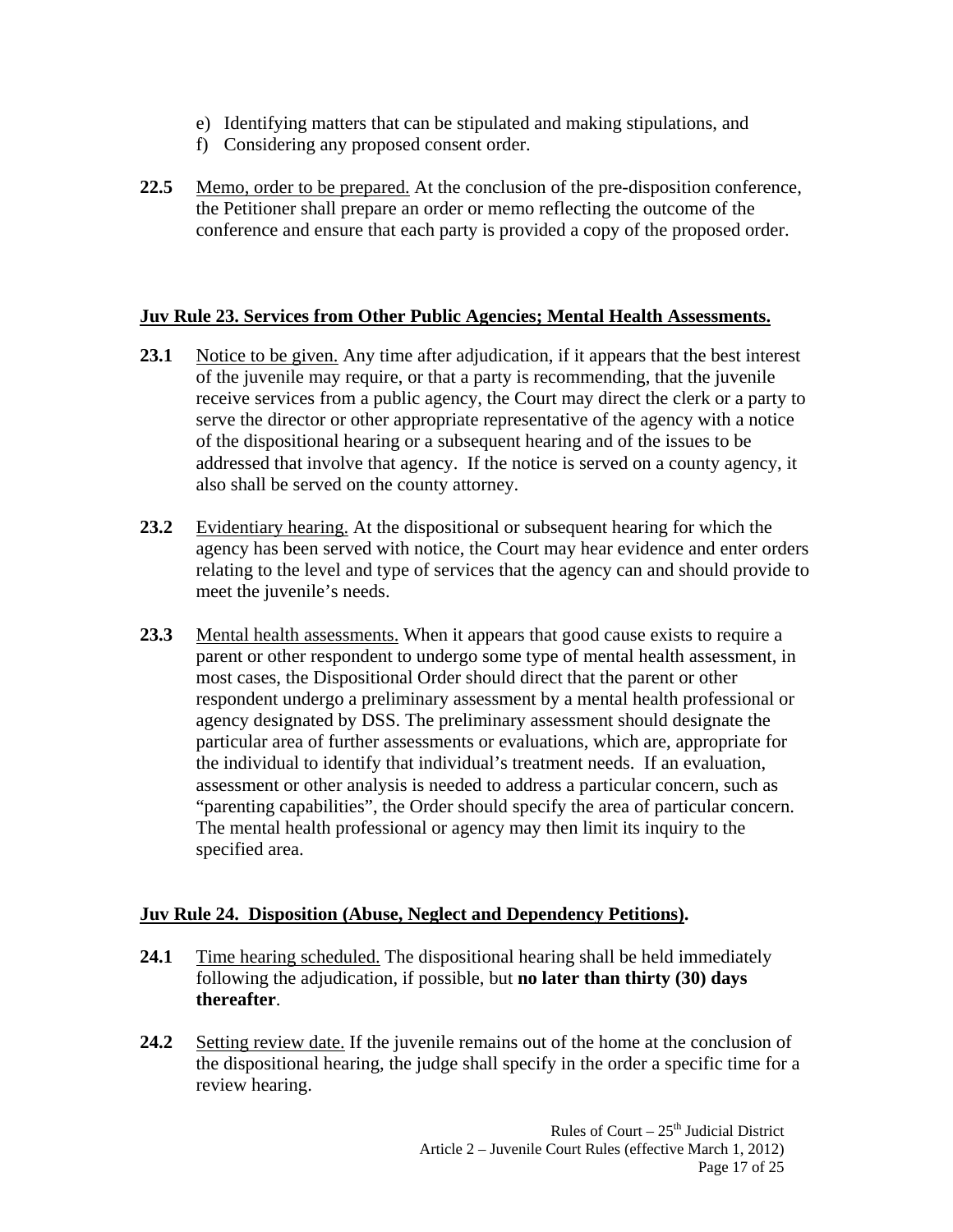e) Identifying matters that can be stipulated and making stipulations, and
f) Considering any proposed consent order.

**22.5** Memo, order to be prepared. At the conclusion of the pre-disposition conference, the Petitioner shall prepare an order or memo reflecting the outcome of the conference and ensure that each party is provided a copy of the proposed order.

## Juv Rule 23. Services from Other Public Agencies; Mental Health Assessments.

**23.1** Notice to be given. Any time after adjudication, if it appears that the best interest of the juvenile may require, or that a party is recommending, that the juvenile receive services from a public agency, the Court may direct the clerk or a party to serve the director or other appropriate representative of the agency with a notice of the dispositional hearing or a subsequent hearing and of the issues to be addressed that involve that agency. If the notice is served on a county agency, it also shall be served on the county attorney.

**23.2** Evidentiary hearing. At the dispositional or subsequent hearing for which the agency has been served with notice, the Court may hear evidence and enter orders relating to the level and type of services that the agency can and should provide to meet the juvenile's needs.

**23.3** Mental health assessments. When it appears that good cause exists to require a parent or other respondent to undergo some type of mental health assessment, in most cases, the Dispositional Order should direct that the parent or other respondent undergo a preliminary assessment by a mental health professional or agency designated by DSS. The preliminary assessment should designate the particular area of further assessments or evaluations, which are, appropriate for the individual to identify that individual's treatment needs. If an evaluation, assessment or other analysis is needed to address a particular concern, such as "parenting capabilities", the Order should specify the area of particular concern. The mental health professional or agency may then limit its inquiry to the specified area.

## Juv Rule 24. Disposition (Abuse, Neglect and Dependency Petitions).

**24.1** Time hearing scheduled. The dispositional hearing shall be held immediately following the adjudication, if possible, but **no later than thirty (30) days thereafter**.

**24.2** Setting review date. If the juvenile remains out of the home at the conclusion of the dispositional hearing, the judge shall specify in the order a specific time for a review hearing.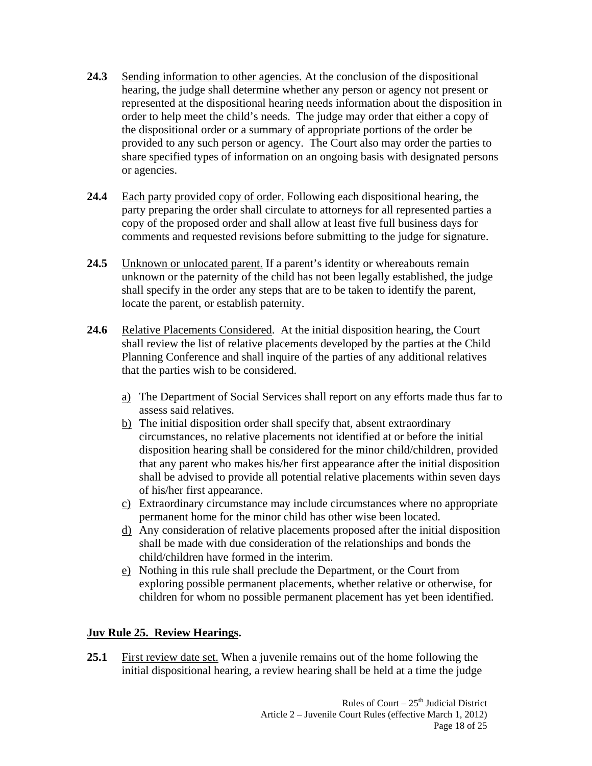**24.3** Sending information to other agencies. At the conclusion of the dispositional hearing, the judge shall determine whether any person or agency not present or represented at the dispositional hearing needs information about the disposition in order to help meet the child's needs. The judge may order that either a copy of the dispositional order or a summary of appropriate portions of the order be provided to any such person or agency. The Court also may order the parties to share specified types of information on an ongoing basis with designated persons or agencies.

**24.4** Each party provided copy of order. Following each dispositional hearing, the party preparing the order shall circulate to attorneys for all represented parties a copy of the proposed order and shall allow at least five full business days for comments and requested revisions before submitting to the judge for signature.

**24.5** Unknown or unlocated parent. If a parent's identity or whereabouts remain unknown or the paternity of the child has not been legally established, the judge shall specify in the order any steps that are to be taken to identify the parent, locate the parent, or establish paternity.

**24.6** Relative Placements Considered. At the initial disposition hearing, the Court shall review the list of relative placements developed by the parties at the Child Planning Conference and shall inquire of the parties of any additional relatives that the parties wish to be considered.

a) The Department of Social Services shall report on any efforts made thus far to assess said relatives.
b) The initial disposition order shall specify that, absent extraordinary circumstances, no relative placements not identified at or before the initial disposition hearing shall be considered for the minor child/children, provided that any parent who makes his/her first appearance after the initial disposition shall be advised to provide all potential relative placements within seven days of his/her first appearance.
c) Extraordinary circumstance may include circumstances where no appropriate permanent home for the minor child has other wise been located.
d) Any consideration of relative placements proposed after the initial disposition shall be made with due consideration of the relationships and bonds the child/children have formed in the interim.
e) Nothing in this rule shall preclude the Department, or the Court from exploring possible permanent placements, whether relative or otherwise, for children for whom no possible permanent placement has yet been identified.

## Juv Rule 25. Review Hearings.

**25.1** First review date set. When a juvenile remains out of the home following the initial dispositional hearing, a review hearing shall be held at a time the judge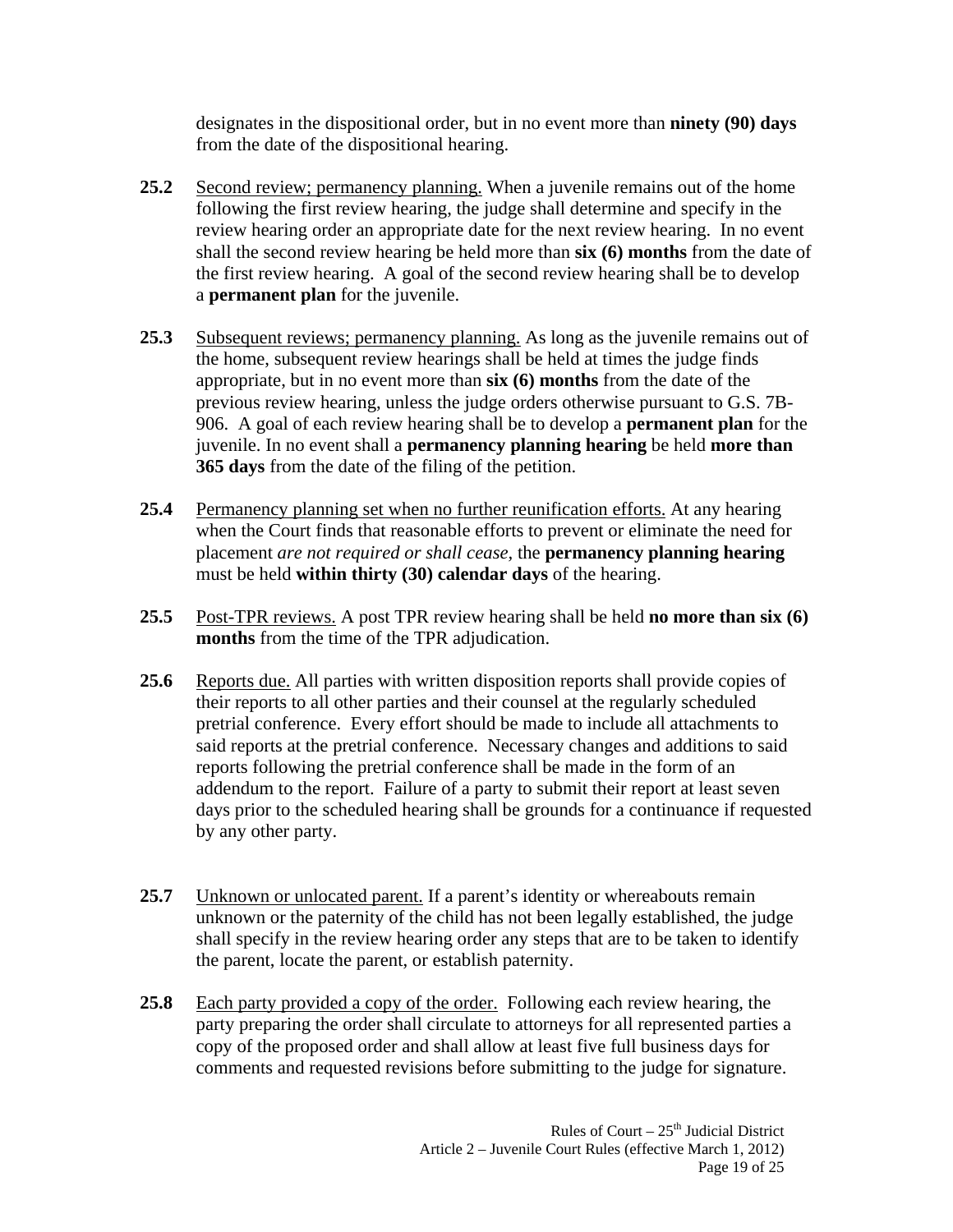designates in the dispositional order, but in no event more than **ninety (90) days** from the date of the dispositional hearing.

**25.2** Second review; permanency planning. When a juvenile remains out of the home following the first review hearing, the judge shall determine and specify in the review hearing order an appropriate date for the next review hearing. In no event shall the second review hearing be held more than **six (6) months** from the date of the first review hearing. A goal of the second review hearing shall be to develop a **permanent plan** for the juvenile.

**25.3** Subsequent reviews; permanency planning. As long as the juvenile remains out of the home, subsequent review hearings shall be held at times the judge finds appropriate, but in no event more than **six (6) months** from the date of the previous review hearing, unless the judge orders otherwise pursuant to G.S. 7B-906. A goal of each review hearing shall be to develop a **permanent plan** for the juvenile. In no event shall a **permanency planning hearing** be held **more than 365 days** from the date of the filing of the petition.

**25.4** Permanency planning set when no further reunification efforts. At any hearing when the Court finds that reasonable efforts to prevent or eliminate the need for placement *are not required or shall cease,* the **permanency planning hearing** must be held **within thirty (30) calendar days** of the hearing.

**25.5** Post-TPR reviews. A post TPR review hearing shall be held **no more than six (6) months** from the time of the TPR adjudication.

**25.6** Reports due. All parties with written disposition reports shall provide copies of their reports to all other parties and their counsel at the regularly scheduled pretrial conference. Every effort should be made to include all attachments to said reports at the pretrial conference. Necessary changes and additions to said reports following the pretrial conference shall be made in the form of an addendum to the report. Failure of a party to submit their report at least seven days prior to the scheduled hearing shall be grounds for a continuance if requested by any other party.

**25.7** Unknown or unlocated parent. If a parent's identity or whereabouts remain unknown or the paternity of the child has not been legally established, the judge shall specify in the review hearing order any steps that are to be taken to identify the parent, locate the parent, or establish paternity.

**25.8** Each party provided a copy of the order. Following each review hearing, the party preparing the order shall circulate to attorneys for all represented parties a copy of the proposed order and shall allow at least five full business days for comments and requested revisions before submitting to the judge for signature.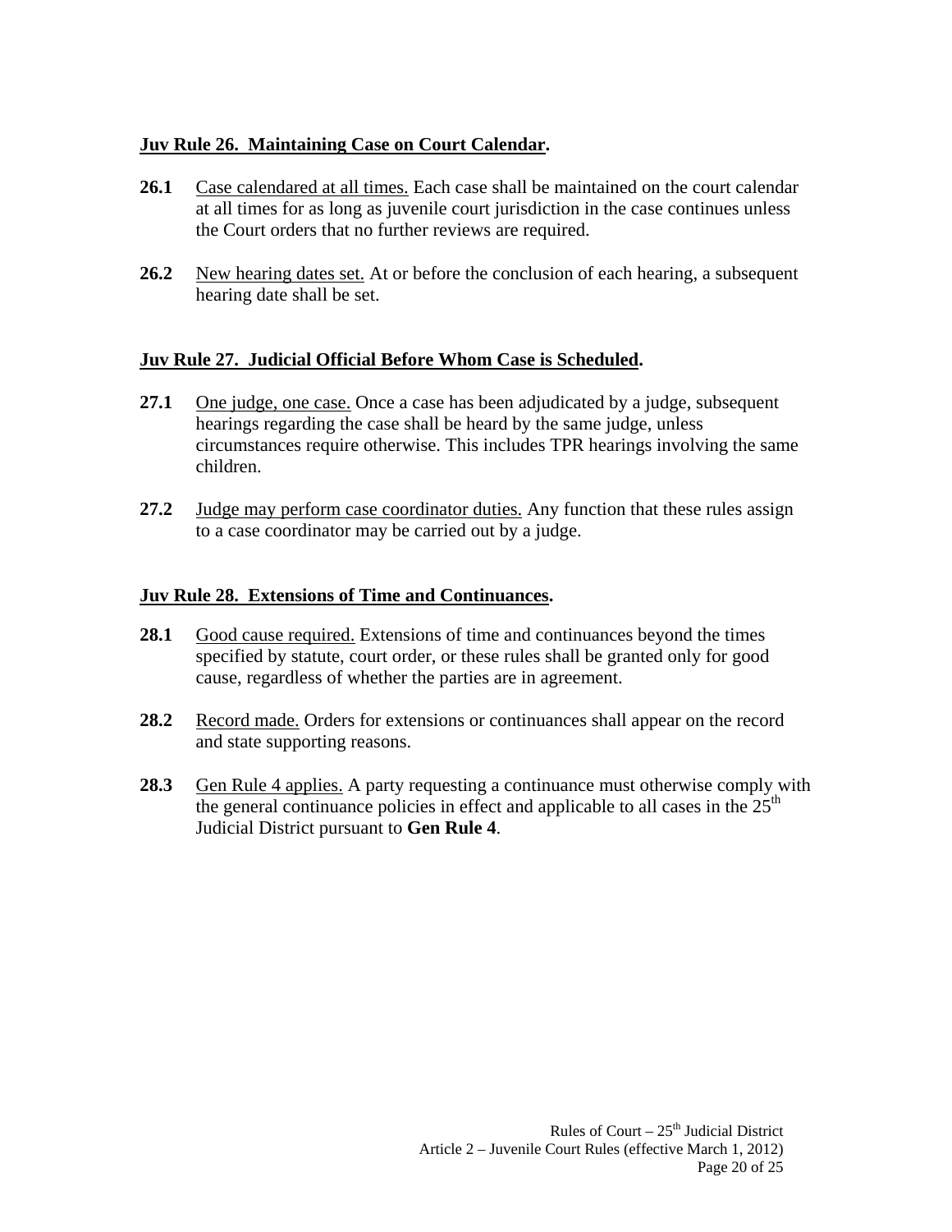**Juv Rule 26. Maintaining Case on Court Calendar.**

**26.1** Case calendared at all times. Each case shall be maintained on the court calendar at all times for as long as juvenile court jurisdiction in the case continues unless the Court orders that no further reviews are required.

**26.2** New hearing dates set. At or before the conclusion of each hearing, a subsequent hearing date shall be set.

**Juv Rule 27. Judicial Official Before Whom Case is Scheduled.**

**27.1** One judge, one case. Once a case has been adjudicated by a judge, subsequent hearings regarding the case shall be heard by the same judge, unless circumstances require otherwise. This includes TPR hearings involving the same children.

**27.2** Judge may perform case coordinator duties. Any function that these rules assign to a case coordinator may be carried out by a judge.

**Juv Rule 28. Extensions of Time and Continuances.**

**28.1** Good cause required. Extensions of time and continuances beyond the times specified by statute, court order, or these rules shall be granted only for good cause, regardless of whether the parties are in agreement.

**28.2** Record made. Orders for extensions or continuances shall appear on the record and state supporting reasons.

**28.3** Gen Rule 4 applies. A party requesting a continuance must otherwise comply with the general continuance policies in effect and applicable to all cases in the 25th Judicial District pursuant to **Gen Rule 4**.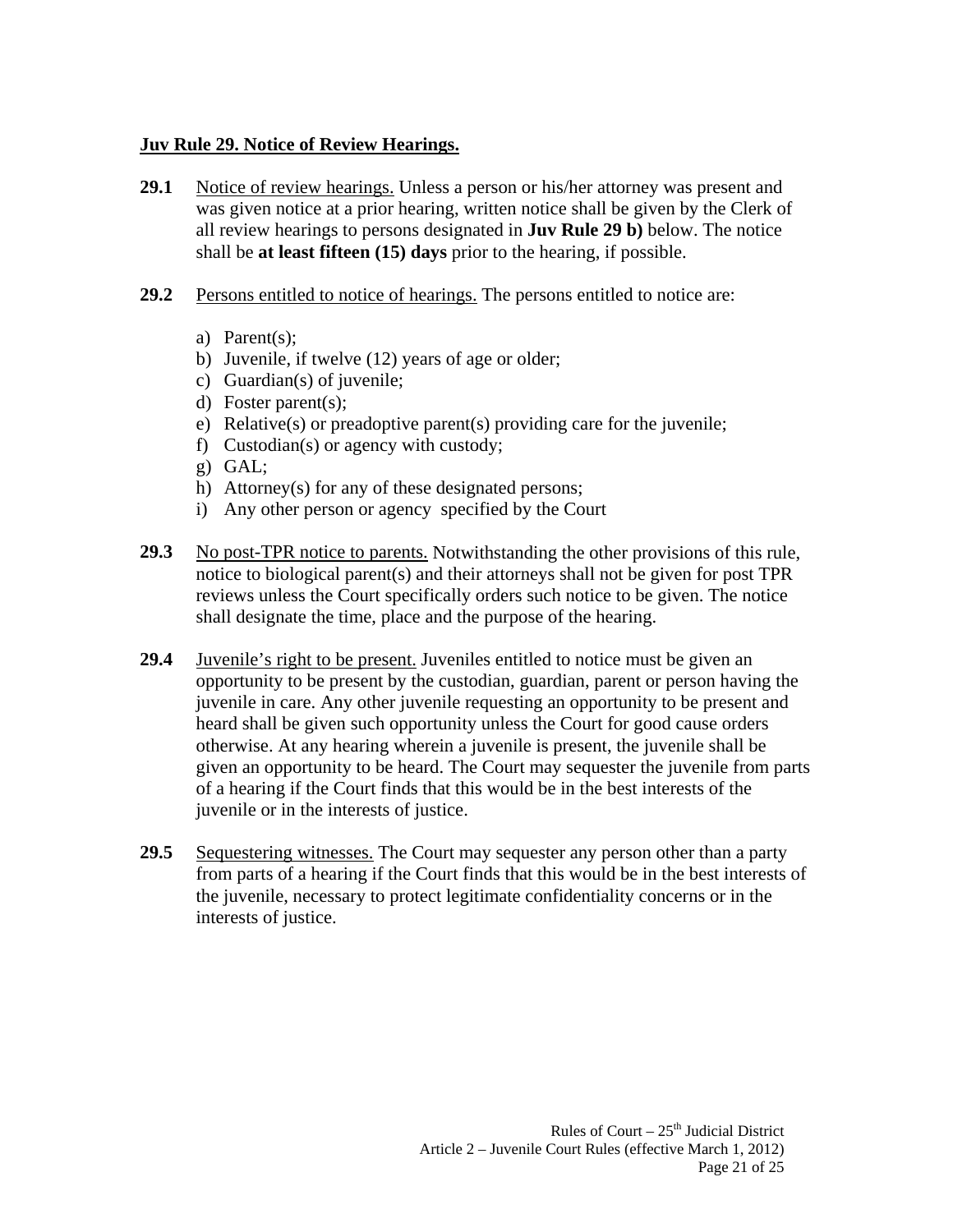## Juv Rule 29. Notice of Review Hearings.

**29.1** Notice of review hearings. Unless a person or his/her attorney was present and was given notice at a prior hearing, written notice shall be given by the Clerk of all review hearings to persons designated in **Juv Rule 29 b)** below. The notice shall be **at least fifteen (15) days** prior to the hearing, if possible.

**29.2** Persons entitled to notice of hearings. The persons entitled to notice are:

a) Parent(s);
b) Juvenile, if twelve (12) years of age or older;
c) Guardian(s) of juvenile;
d) Foster parent(s);
e) Relative(s) or preadoptive parent(s) providing care for the juvenile;
f) Custodian(s) or agency with custody;
g) GAL;
h) Attorney(s) for any of these designated persons;
i) Any other person or agency specified by the Court

**29.3** No post-TPR notice to parents. Notwithstanding the other provisions of this rule, notice to biological parent(s) and their attorneys shall not be given for post TPR reviews unless the Court specifically orders such notice to be given. The notice shall designate the time, place and the purpose of the hearing.

**29.4** Juvenile's right to be present. Juveniles entitled to notice must be given an opportunity to be present by the custodian, guardian, parent or person having the juvenile in care. Any other juvenile requesting an opportunity to be present and heard shall be given such opportunity unless the Court for good cause orders otherwise. At any hearing wherein a juvenile is present, the juvenile shall be given an opportunity to be heard. The Court may sequester the juvenile from parts of a hearing if the Court finds that this would be in the best interests of the juvenile or in the interests of justice.

**29.5** Sequestering witnesses. The Court may sequester any person other than a party from parts of a hearing if the Court finds that this would be in the best interests of the juvenile, necessary to protect legitimate confidentiality concerns or in the interests of justice.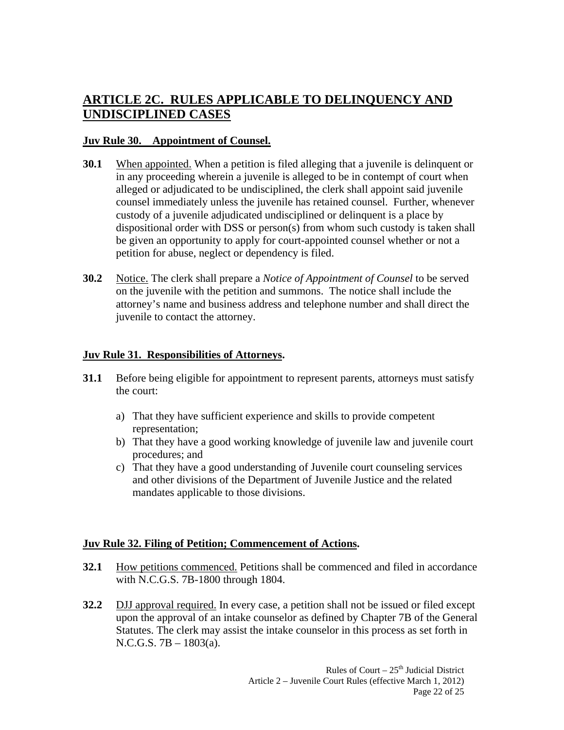## ARTICLE 2C. RULES APPLICABLE TO DELINQUENCY AND UNDISCIPLINED CASES

### Juv Rule 30. Appointment of Counsel.

**30.1** When appointed. When a petition is filed alleging that a juvenile is delinquent or in any proceeding wherein a juvenile is alleged to be in contempt of court when alleged or adjudicated to be undisciplined, the clerk shall appoint said juvenile counsel immediately unless the juvenile has retained counsel. Further, whenever custody of a juvenile adjudicated undisciplined or delinquent is a place by dispositional order with DSS or person(s) from whom such custody is taken shall be given an opportunity to apply for court-appointed counsel whether or not a petition for abuse, neglect or dependency is filed.

**30.2** Notice. The clerk shall prepare a *Notice of Appointment of Counsel* to be served on the juvenile with the petition and summons. The notice shall include the attorney's name and business address and telephone number and shall direct the juvenile to contact the attorney.

### Juv Rule 31. Responsibilities of Attorneys.

**31.1** Before being eligible for appointment to represent parents, attorneys must satisfy the court:

a) That they have sufficient experience and skills to provide competent representation;
b) That they have a good working knowledge of juvenile law and juvenile court procedures; and
c) That they have a good understanding of Juvenile court counseling services and other divisions of the Department of Juvenile Justice and the related mandates applicable to those divisions.

### Juv Rule 32. Filing of Petition; Commencement of Actions.

**32.1** How petitions commenced. Petitions shall be commenced and filed in accordance with N.C.G.S. 7B-1800 through 1804.

**32.2** DJJ approval required. In every case, a petition shall not be issued or filed except upon the approval of an intake counselor as defined by Chapter 7B of the General Statutes. The clerk may assist the intake counselor in this process as set forth in N.C.G.S. 7B – 1803(a).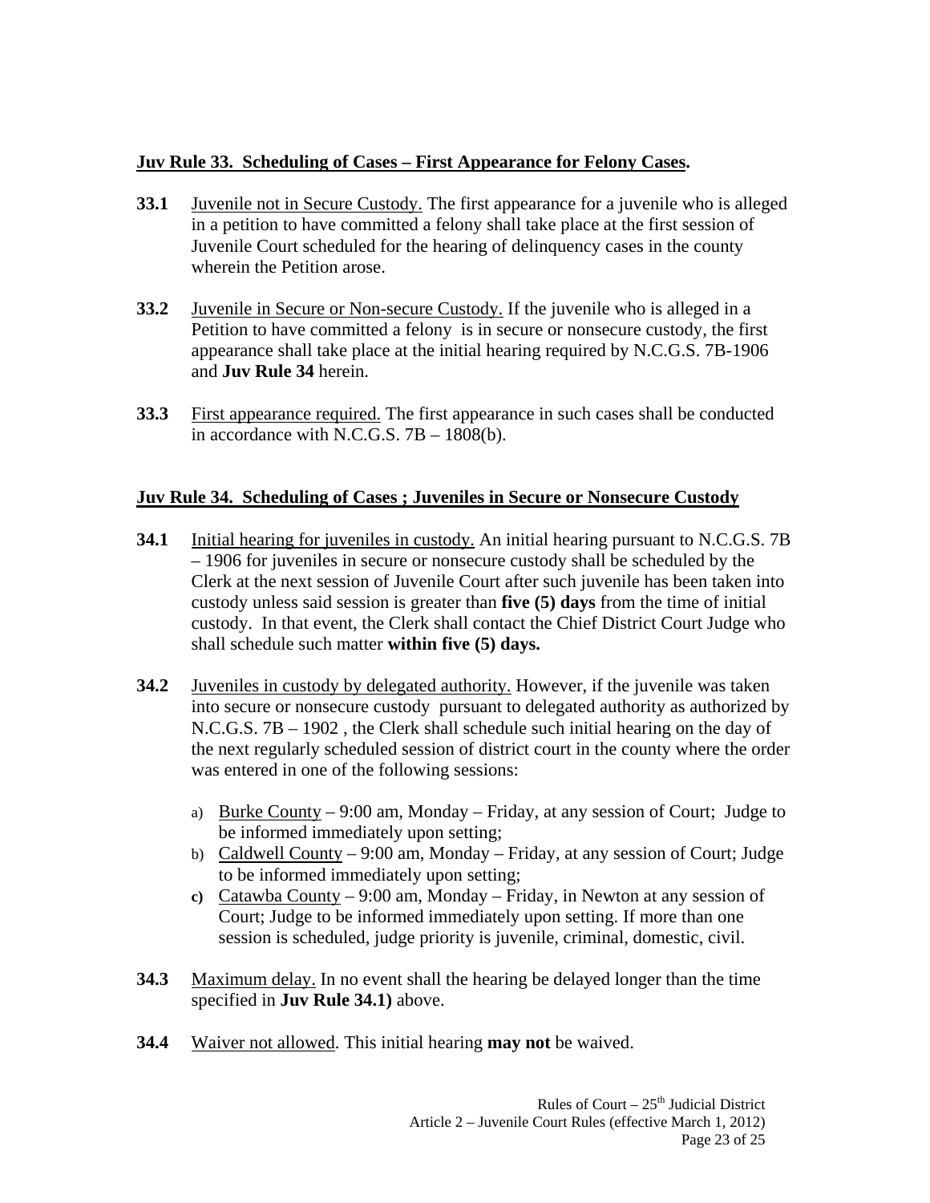## Juv Rule 33. Scheduling of Cases – First Appearance for Felony Cases.

**33.1** Juvenile not in Secure Custody. The first appearance for a juvenile who is alleged in a petition to have committed a felony shall take place at the first session of Juvenile Court scheduled for the hearing of delinquency cases in the county wherein the Petition arose.

**33.2** Juvenile in Secure or Non-secure Custody. If the juvenile who is alleged in a Petition to have committed a felony is in secure or nonsecure custody, the first appearance shall take place at the initial hearing required by N.C.G.S. 7B-1906 and **Juv Rule 34** herein.

**33.3** First appearance required. The first appearance in such cases shall be conducted in accordance with N.C.G.S. 7B – 1808(b).

## Juv Rule 34. Scheduling of Cases ; Juveniles in Secure or Nonsecure Custody

**34.1** Initial hearing for juveniles in custody. An initial hearing pursuant to N.C.G.S. 7B – 1906 for juveniles in secure or nonsecure custody shall be scheduled by the Clerk at the next session of Juvenile Court after such juvenile has been taken into custody unless said session is greater than **five (5) days** from the time of initial custody. In that event, the Clerk shall contact the Chief District Court Judge who shall schedule such matter **within five (5) days.**

**34.2** Juveniles in custody by delegated authority. However, if the juvenile was taken into secure or nonsecure custody pursuant to delegated authority as authorized by N.C.G.S. 7B – 1902 , the Clerk shall schedule such initial hearing on the day of the next regularly scheduled session of district court in the county where the order was entered in one of the following sessions:

a) Burke County – 9:00 am, Monday – Friday, at any session of Court; Judge to be informed immediately upon setting;
b) Caldwell County – 9:00 am, Monday – Friday, at any session of Court; Judge to be informed immediately upon setting;
c) Catawba County – 9:00 am, Monday – Friday, in Newton at any session of Court; Judge to be informed immediately upon setting. If more than one session is scheduled, judge priority is juvenile, criminal, domestic, civil.

**34.3** Maximum delay. In no event shall the hearing be delayed longer than the time specified in **Juv Rule 34.1)** above.

**34.4** Waiver not allowed. This initial hearing **may not** be waived.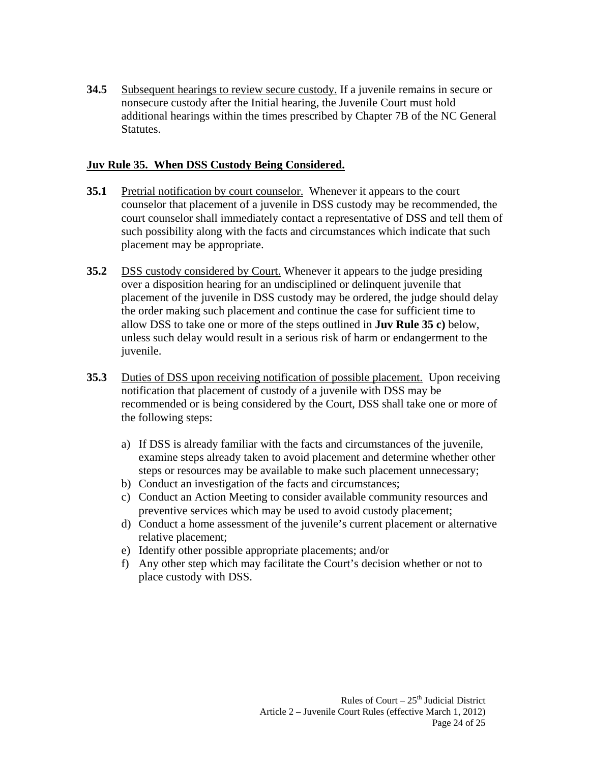**34.5** Subsequent hearings to review secure custody. If a juvenile remains in secure or nonsecure custody after the Initial hearing, the Juvenile Court must hold additional hearings within the times prescribed by Chapter 7B of the NC General Statutes.

## Juv Rule 35. When DSS Custody Being Considered.

**35.1** Pretrial notification by court counselor. Whenever it appears to the court counselor that placement of a juvenile in DSS custody may be recommended, the court counselor shall immediately contact a representative of DSS and tell them of such possibility along with the facts and circumstances which indicate that such placement may be appropriate.

**35.2** DSS custody considered by Court. Whenever it appears to the judge presiding over a disposition hearing for an undisciplined or delinquent juvenile that placement of the juvenile in DSS custody may be ordered, the judge should delay the order making such placement and continue the case for sufficient time to allow DSS to take one or more of the steps outlined in **Juv Rule 35 c)** below, unless such delay would result in a serious risk of harm or endangerment to the juvenile.

**35.3** Duties of DSS upon receiving notification of possible placement. Upon receiving notification that placement of custody of a juvenile with DSS may be recommended or is being considered by the Court, DSS shall take one or more of the following steps:

a) If DSS is already familiar with the facts and circumstances of the juvenile, examine steps already taken to avoid placement and determine whether other steps or resources may be available to make such placement unnecessary;
b) Conduct an investigation of the facts and circumstances;
c) Conduct an Action Meeting to consider available community resources and preventive services which may be used to avoid custody placement;
d) Conduct a home assessment of the juvenile's current placement or alternative relative placement;
e) Identify other possible appropriate placements; and/or
f) Any other step which may facilitate the Court's decision whether or not to place custody with DSS.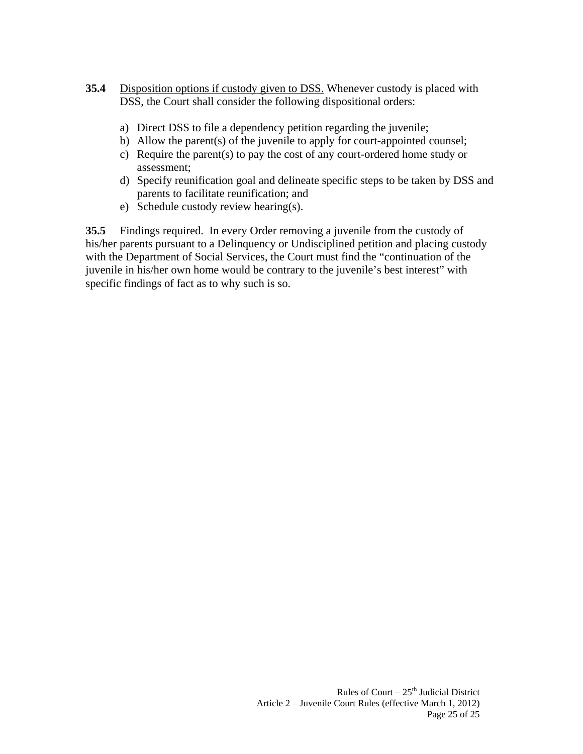**35.4** Disposition options if custody given to DSS. Whenever custody is placed with DSS, the Court shall consider the following dispositional orders:

a) Direct DSS to file a dependency petition regarding the juvenile;
b) Allow the parent(s) of the juvenile to apply for court-appointed counsel;
c) Require the parent(s) to pay the cost of any court-ordered home study or assessment;
d) Specify reunification goal and delineate specific steps to be taken by DSS and parents to facilitate reunification; and
e) Schedule custody review hearing(s).

**35.5** Findings required. In every Order removing a juvenile from the custody of his/her parents pursuant to a Delinquency or Undisciplined petition and placing custody with the Department of Social Services, the Court must find the "continuation of the juvenile in his/her own home would be contrary to the juvenile's best interest" with specific findings of fact as to why such is so.